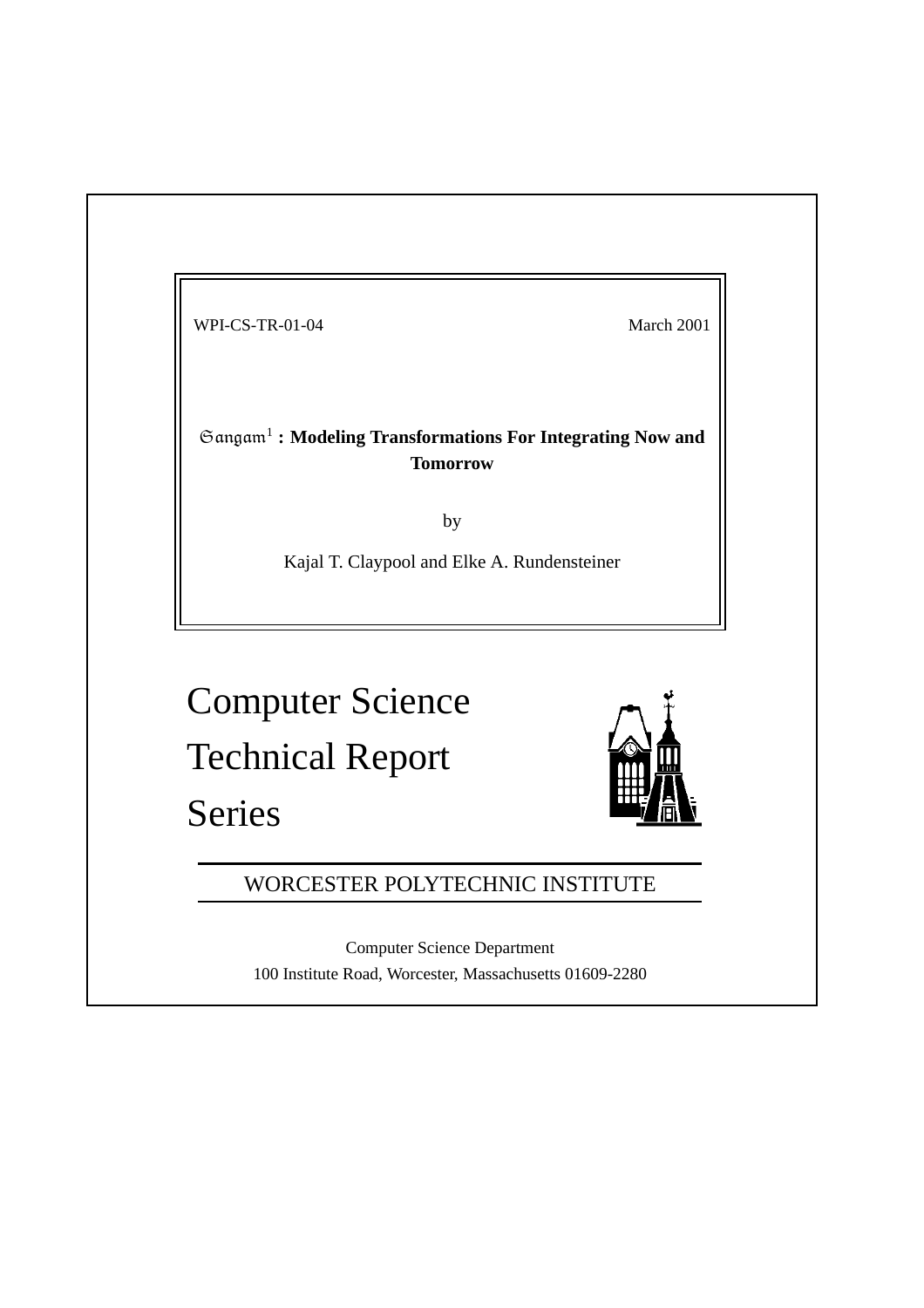WPI-CS-TR-01-04 March 2001

# Sangam[1] : Modeling Transformations For Integrating Now and Tomorrow

by

Kajal T. Claypool and Elke A. Rundensteiner

Computer Science
Technical Report
Series

WORCESTER POLYTECHNIC INSTITUTE

Computer Science Department
100 Institute Road, Worcester, Massachusetts 01609-2280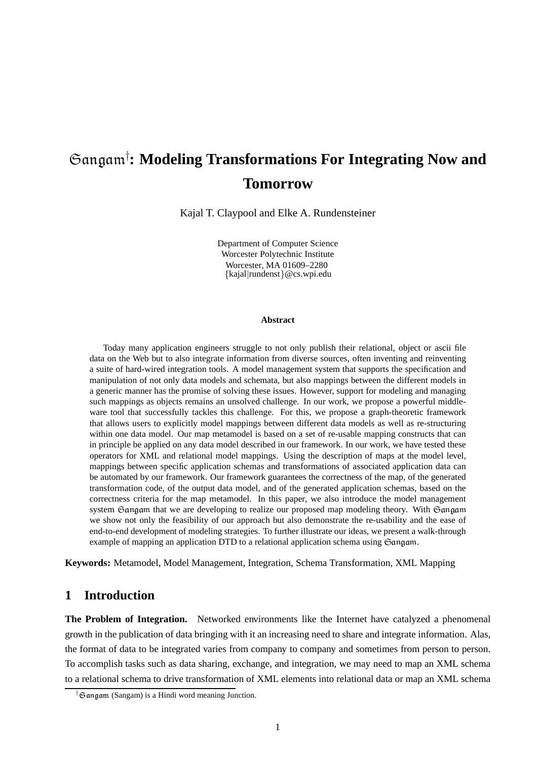# Sangam[†]: Modeling Transformations For Integrating Now and Tomorrow

Kajal T. Claypool and Elke A. Rundensteiner

Department of Computer Science
Worcester Polytechnic Institute
Worcester, MA 01609–2280
{kajal|rundenst}@cs.wpi.edu

**Abstract**

Today many application engineers struggle to not only publish their relational, object or ascii file data on the Web but to also integrate information from diverse sources, often inventing and reinventing a suite of hard-wired integration tools. A model management system that supports the specification and manipulation of not only data models and schemata, but also mappings between the different models in a generic manner has the promise of solving these issues. However, support for modeling and managing such mappings as objects remains an unsolved challenge. In our work, we propose a powerful middleware tool that successfully tackles this challenge. For this, we propose a graph-theoretic framework that allows users to explicitly model mappings between different data models as well as re-structuring within one data model. Our map metamodel is based on a set of re-usable mapping constructs that can in principle be applied on any data model described in our framework. In our work, we have tested these operators for XML and relational model mappings. Using the description of maps at the model level, mappings between specific application schemas and transformations of associated application data can be automated by our framework. Our framework guarantees the correctness of the map, of the generated transformation code, of the output data model, and of the generated application schemas, based on the correctness criteria for the map metamodel. In this paper, we also introduce the model management system Sangam that we are developing to realize our proposed map modeling theory. With Sangam we show not only the feasibility of our approach but also demonstrate the re-usability and the ease of end-to-end development of modeling strategies. To further illustrate our ideas, we present a walk-through example of mapping an application DTD to a relational application schema using Sangam.

**Keywords:** Metamodel, Model Management, Integration, Schema Transformation, XML Mapping

## 1 Introduction

**The Problem of Integration.** Networked environments like the Internet have catalyzed a phenomenal growth in the publication of data bringing with it an increasing need to share and integrate information. Alas, the format of data to be integrated varies from company to company and sometimes from person to person. To accomplish tasks such as data sharing, exchange, and integration, we may need to map an XML schema to a relational schema to drive transformation of XML elements into relational data or map an XML schema

[†] Sangam (Sangam) is a Hindi word meaning Junction.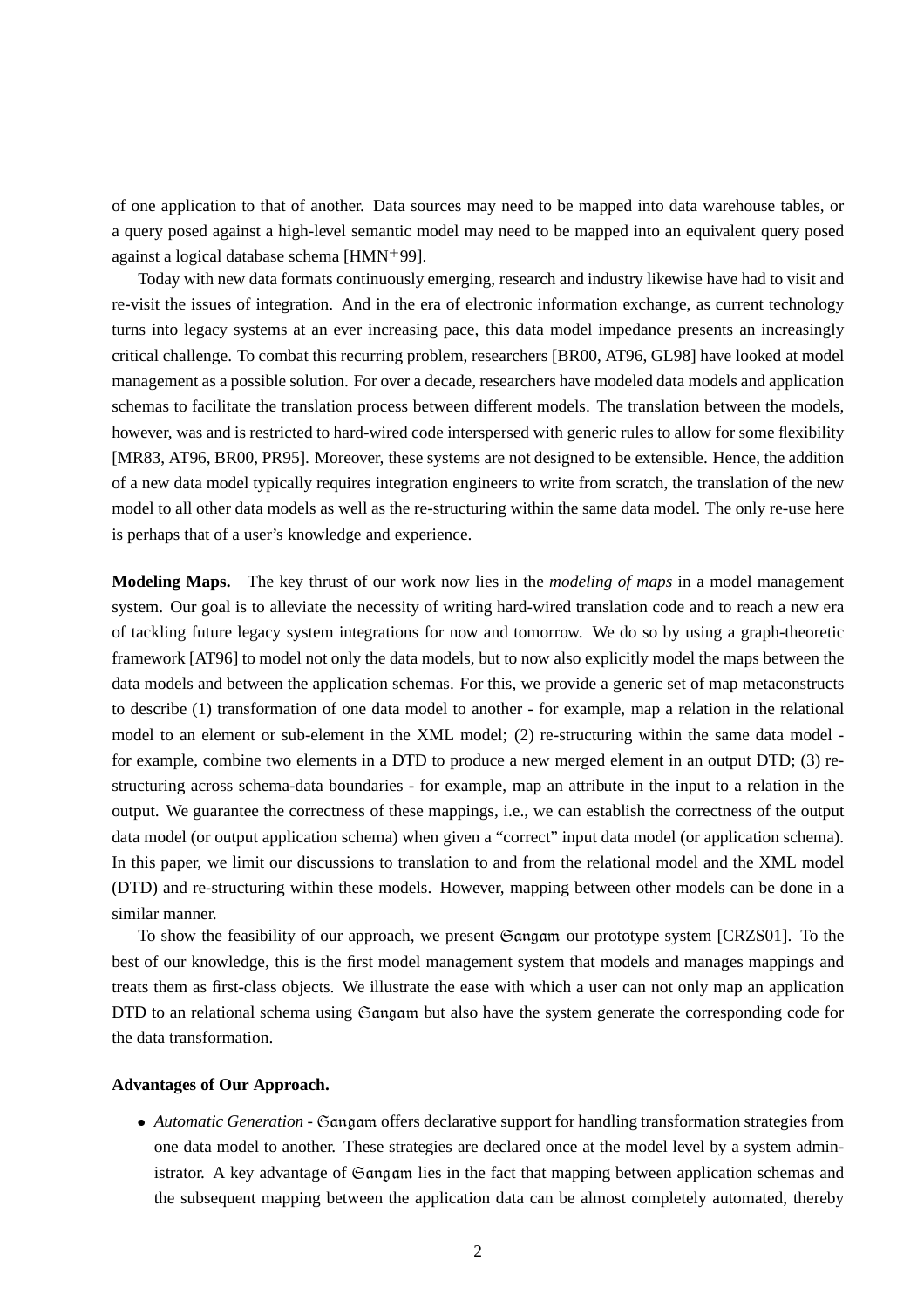of one application to that of another. Data sources may need to be mapped into data warehouse tables, or a query posed against a high-level semantic model may need to be mapped into an equivalent query posed against a logical database schema [HMN+99].

Today with new data formats continuously emerging, research and industry likewise have had to visit and re-visit the issues of integration. And in the era of electronic information exchange, as current technology turns into legacy systems at an ever increasing pace, this data model impedance presents an increasingly critical challenge. To combat this recurring problem, researchers [BR00, AT96, GL98] have looked at model management as a possible solution. For over a decade, researchers have modeled data models and application schemas to facilitate the translation process between different models. The translation between the models, however, was and is restricted to hard-wired code interspersed with generic rules to allow for some flexibility [MR83, AT96, BR00, PR95]. Moreover, these systems are not designed to be extensible. Hence, the addition of a new data model typically requires integration engineers to write from scratch, the translation of the new model to all other data models as well as the re-structuring within the same data model. The only re-use here is perhaps that of a user's knowledge and experience.

**Modeling Maps.** The key thrust of our work now lies in the *modeling of maps* in a model management system. Our goal is to alleviate the necessity of writing hard-wired translation code and to reach a new era of tackling future legacy system integrations for now and tomorrow. We do so by using a graph-theoretic framework [AT96] to model not only the data models, but to now also explicitly model the maps between the data models and between the application schemas. For this, we provide a generic set of map metaconstructs to describe (1) transformation of one data model to another - for example, map a relation in the relational model to an element or sub-element in the XML model; (2) re-structuring within the same data model - for example, combine two elements in a DTD to produce a new merged element in an output DTD; (3) re-structuring across schema-data boundaries - for example, map an attribute in the input to a relation in the output. We guarantee the correctness of these mappings, i.e., we can establish the correctness of the output data model (or output application schema) when given a "correct" input data model (or application schema). In this paper, we limit our discussions to translation to and from the relational model and the XML model (DTD) and re-structuring within these models. However, mapping between other models can be done in a similar manner.

To show the feasibility of our approach, we present Sangam our prototype system [CRZS01]. To the best of our knowledge, this is the first model management system that models and manages mappings and treats them as first-class objects. We illustrate the ease with which a user can not only map an application DTD to an relational schema using Sangam but also have the system generate the corresponding code for the data transformation.

**Advantages of Our Approach.**

- *Automatic Generation* - Sangam offers declarative support for handling transformation strategies from one data model to another. These strategies are declared once at the model level by a system administrator. A key advantage of Sangam lies in the fact that mapping between application schemas and the subsequent mapping between the application data can be almost completely automated, thereby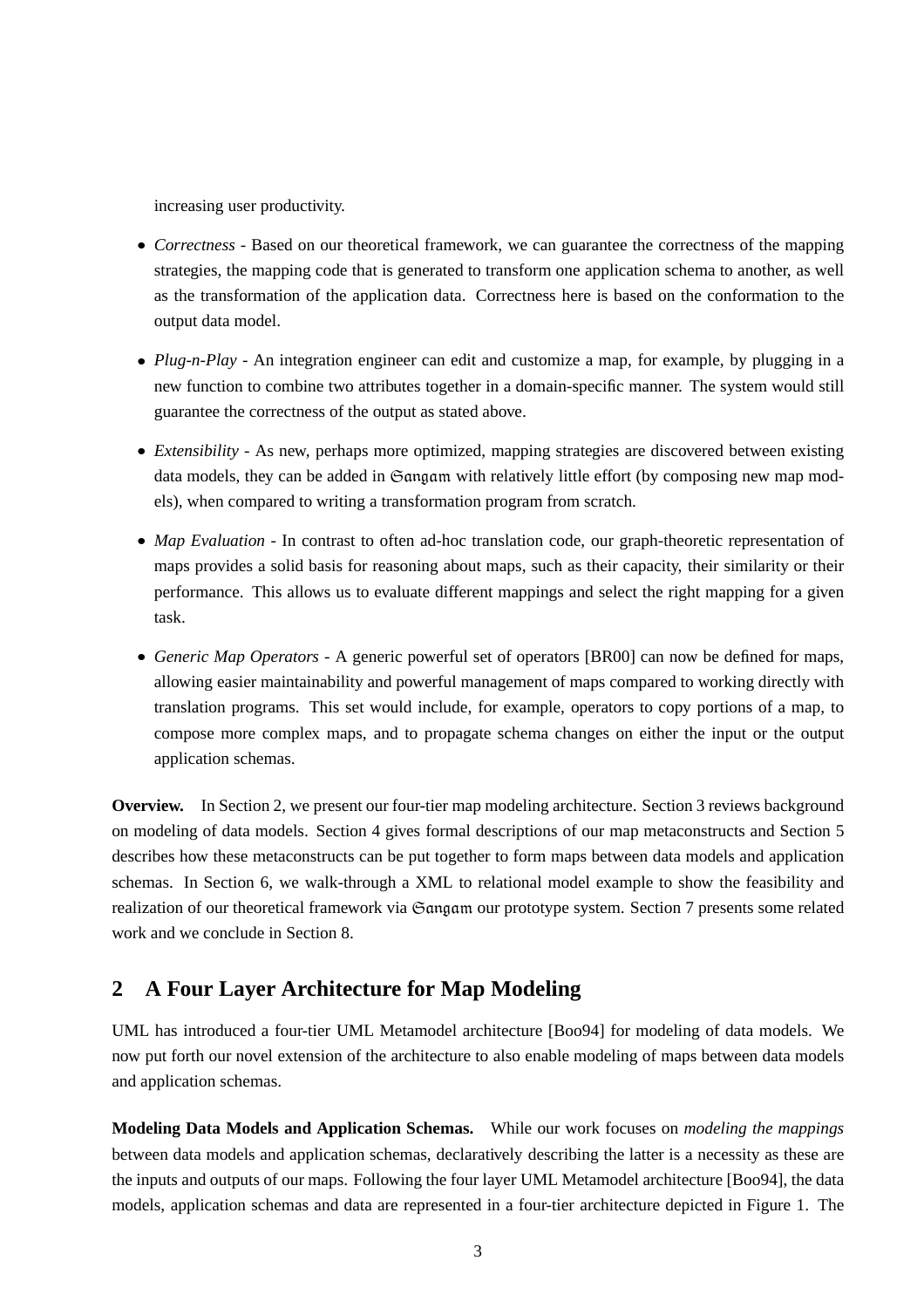increasing user productivity.

- *Correctness* - Based on our theoretical framework, we can guarantee the correctness of the mapping strategies, the mapping code that is generated to transform one application schema to another, as well as the transformation of the application data. Correctness here is based on the conformation to the output data model.
- *Plug-n-Play* - An integration engineer can edit and customize a map, for example, by plugging in a new function to combine two attributes together in a domain-specific manner. The system would still guarantee the correctness of the output as stated above.
- *Extensibility* - As new, perhaps more optimized, mapping strategies are discovered between existing data models, they can be added in Sangam with relatively little effort (by composing new map models), when compared to writing a transformation program from scratch.
- *Map Evaluation* - In contrast to often ad-hoc translation code, our graph-theoretic representation of maps provides a solid basis for reasoning about maps, such as their capacity, their similarity or their performance. This allows us to evaluate different mappings and select the right mapping for a given task.
- *Generic Map Operators* - A generic powerful set of operators [BR00] can now be defined for maps, allowing easier maintainability and powerful management of maps compared to working directly with translation programs. This set would include, for example, operators to copy portions of a map, to compose more complex maps, and to propagate schema changes on either the input or the output application schemas.

**Overview.** In Section 2, we present our four-tier map modeling architecture. Section 3 reviews background on modeling of data models. Section 4 gives formal descriptions of our map metaconstructs and Section 5 describes how these metaconstructs can be put together to form maps between data models and application schemas. In Section 6, we walk-through a XML to relational model example to show the feasibility and realization of our theoretical framework via Sangam our prototype system. Section 7 presents some related work and we conclude in Section 8.

## 2 A Four Layer Architecture for Map Modeling

UML has introduced a four-tier UML Metamodel architecture [Boo94] for modeling of data models. We now put forth our novel extension of the architecture to also enable modeling of maps between data models and application schemas.

**Modeling Data Models and Application Schemas.** While our work focuses on *modeling the mappings* between data models and application schemas, declaratively describing the latter is a necessity as these are the inputs and outputs of our maps. Following the four layer UML Metamodel architecture [Boo94], the data models, application schemas and data are represented in a four-tier architecture depicted in Figure 1. The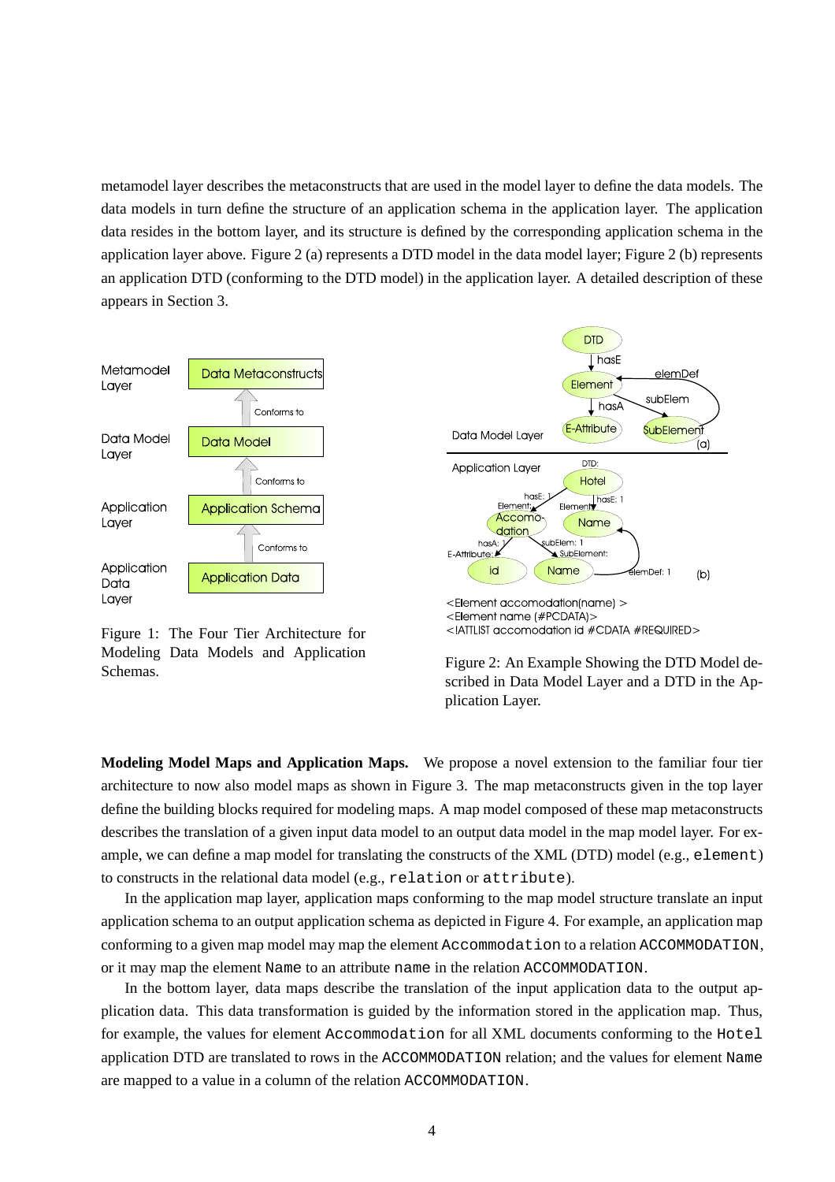metamodel layer describes the metaconstructs that are used in the model layer to define the data models. The data models in turn define the structure of an application schema in the application layer. The application data resides in the bottom layer, and its structure is defined by the corresponding application schema in the application layer above. Figure 2 (a) represents a DTD model in the data model layer; Figure 2 (b) represents an application DTD (conforming to the DTD model) in the application layer. A detailed description of these appears in Section 3.

Figure 1: The Four Tier Architecture for Modeling Data Models and Application Schemas.

```
<Element accomodation(name) >
<Element name (#PCDATA)>
<!ATTLIST accomodation id #CDATA #REQUIRED>
```

Figure 2: An Example Showing the DTD Model described in Data Model Layer and a DTD in the Application Layer.

**Modeling Model Maps and Application Maps.** We propose a novel extension to the familiar four tier architecture to now also model maps as shown in Figure 3. The map metaconstructs given in the top layer define the building blocks required for modeling maps. A map model composed of these map metaconstructs describes the translation of a given input data model to an output data model in the map model layer. For example, we can define a map model for translating the constructs of the XML (DTD) model (e.g., `element`) to constructs in the relational data model (e.g., `relation` or `attribute`).

In the application map layer, application maps conforming to the map model structure translate an input application schema to an output application schema as depicted in Figure 4. For example, an application map conforming to a given map model may map the element `Accommodation` to a relation `ACCOMMODATION`, or it may map the element `Name` to an attribute `name` in the relation `ACCOMMODATION`.

In the bottom layer, data maps describe the translation of the input application data to the output application data. This data transformation is guided by the information stored in the application map. Thus, for example, the values for element `Accommodation` for all XML documents conforming to the `Hotel` application DTD are translated to rows in the `ACCOMMODATION` relation; and the values for element `Name` are mapped to a value in a column of the relation `ACCOMMODATION`.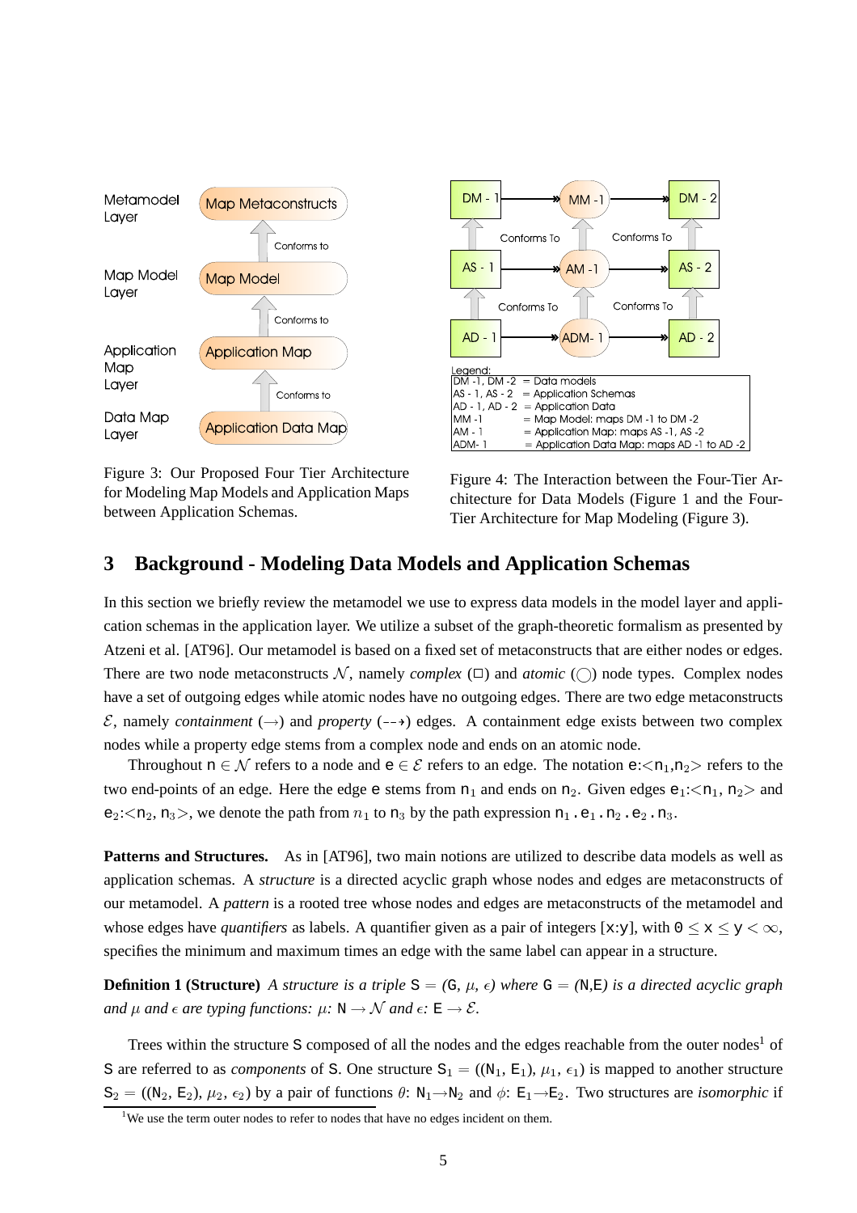Figure 3: Our Proposed Four Tier Architecture for Modeling Map Models and Application Maps between Application Schemas.

Figure 4: The Interaction between the Four-Tier Architecture for Data Models (Figure 1 and the Four-Tier Architecture for Map Modeling (Figure 3).

## 3 Background - Modeling Data Models and Application Schemas

In this section we briefly review the metamodel we use to express data models in the model layer and application schemas in the application layer. We utilize a subset of the graph-theoretic formalism as presented by Atzeni et al. [AT96]. Our metamodel is based on a fixed set of metaconstructs that are either nodes or edges. There are two node metaconstructs $\mathcal{N}$, namely *complex* (□) and *atomic* (◯) node types. Complex nodes have a set of outgoing edges while atomic nodes have no outgoing edges. There are two edge metaconstructs $\mathcal{E}$, namely *containment* ($\rightarrow$) and *property* ($\dashrightarrow$) edges. A containment edge exists between two complex nodes while a property edge stems from a complex node and ends on an atomic node.

Throughout $\mathtt{n} \in \mathcal{N}$ refers to a node and $\mathtt{e} \in \mathcal{E}$ refers to an edge. The notation $\mathtt{e}$:<$\mathtt{n}_1$,$\mathtt{n}_2$> refers to the two end-points of an edge. Here the edge $\mathtt{e}$ stems from $\mathtt{n}_1$ and ends on $\mathtt{n}_2$. Given edges $\mathtt{e}_1$:<$\mathtt{n}_1$, $\mathtt{n}_2$> and $\mathtt{e}_2$:<$\mathtt{n}_2$, $\mathtt{n}_3$>, we denote the path from $n_1$ to $\mathtt{n}_3$ by the path expression $\mathtt{n}_1.\mathtt{e}_1.\mathtt{n}_2.\mathtt{e}_2.\mathtt{n}_3$.

**Patterns and Structures.** As in [AT96], two main notions are utilized to describe data models as well as application schemas. A *structure* is a directed acyclic graph whose nodes and edges are metaconstructs of our metamodel. A *pattern* is a rooted tree whose nodes and edges are metaconstructs of the metamodel and whose edges have *quantifiers* as labels. A quantifier given as a pair of integers [x:y], with $0 \leq x \leq y < \infty$, specifies the minimum and maximum times an edge with the same label can appear in a structure.

**Definition 1 (Structure)** *A structure is a triple* $\mathtt{S} = (\mathtt{G}, \mu, \epsilon)$ *where* $\mathtt{G} = (\mathtt{N},\mathtt{E})$ *is a directed acyclic graph and* $\mu$ *and* $\epsilon$ *are typing functions:* $\mu$: $\mathtt{N} \rightarrow \mathcal{N}$ *and* $\epsilon$: $\mathtt{E} \rightarrow \mathcal{E}$.

Trees within the structure S composed of all the nodes and the edges reachable from the outer nodes[1] of S are referred to as *components* of S. One structure $\mathtt{S}_1 = ((\mathtt{N}_1, \mathtt{E}_1), \mu_1, \epsilon_1)$ is mapped to another structure $\mathtt{S}_2 = ((\mathtt{N}_2, \mathtt{E}_2), \mu_2, \epsilon_2)$ by a pair of functions $\theta$: $\mathtt{N}_1 \rightarrow \mathtt{N}_2$ and $\phi$: $\mathtt{E}_1 \rightarrow \mathtt{E}_2$. Two structures are *isomorphic* if

[1] We use the term outer nodes to refer to nodes that have no edges incident on them.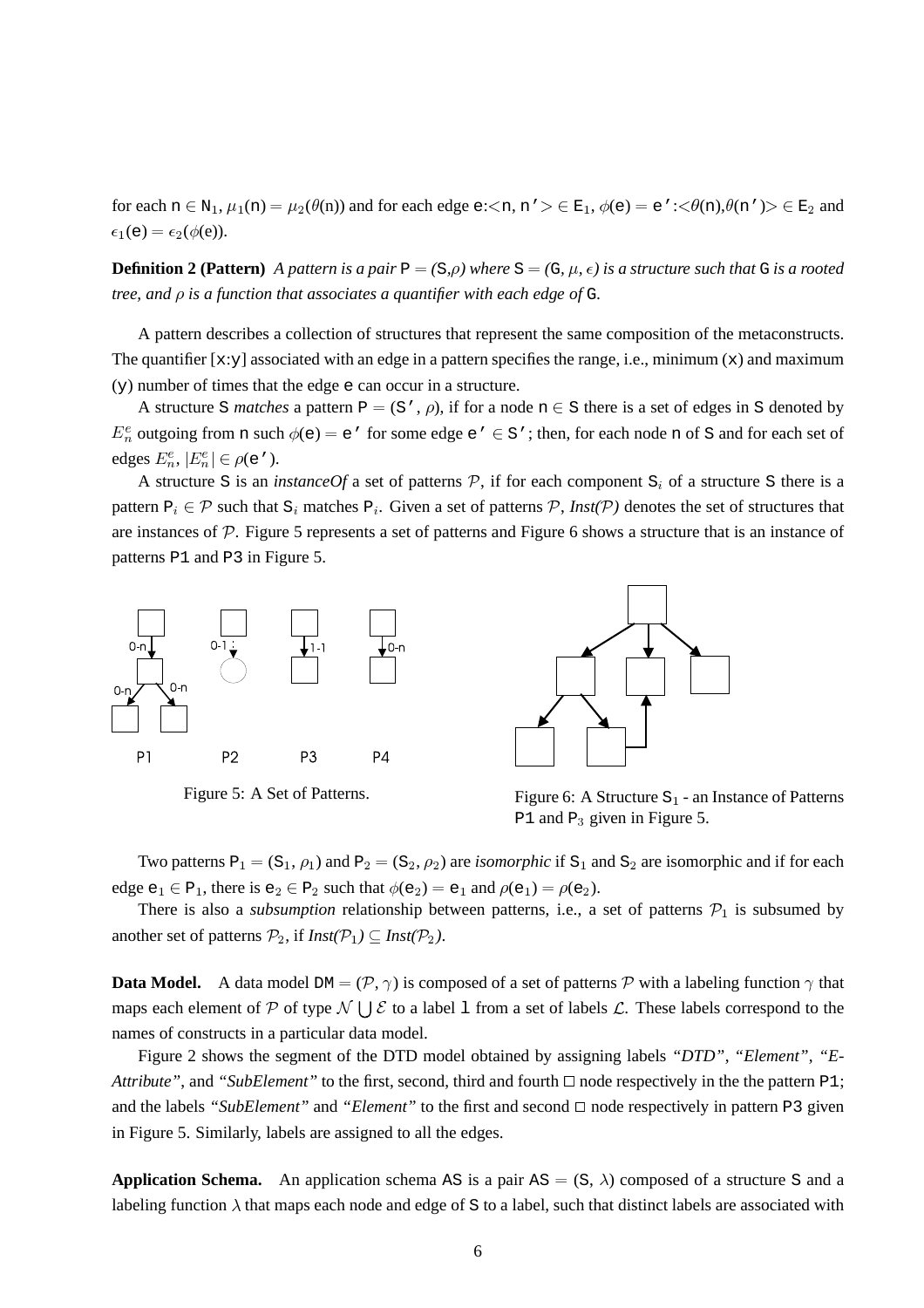for each $n \in N_1$, $\mu_1(n) = \mu_2(\theta(n))$ and for each edge $e{:}\langle n, n' \rangle \in E_1$, $\phi(e) = e'{:}\langle \theta(n), \theta(n') \rangle \in E_2$ and $\epsilon_1(e) = \epsilon_2(\phi(e))$.

**Definition 2 (Pattern)** *A pattern is a pair $P = (S, \rho)$ where $S = (G, \mu, \epsilon)$ is a structure such that $G$ is a rooted tree, and $\rho$ is a function that associates a quantifier with each edge of $G$.*

A pattern describes a collection of structures that represent the same composition of the metaconstructs. The quantifier [x:y] associated with an edge in a pattern specifies the range, i.e., minimum (x) and maximum (y) number of times that the edge e can occur in a structure.

A structure S *matches* a pattern $P = (S', \rho)$, if for a node $n \in S$ there is a set of edges in S denoted by $E^e_n$ outgoing from n such $\phi(e) = e'$ for some edge $e' \in S'$; then, for each node n of S and for each set of edges $E^e_n$, $|E^e_n| \in \rho(e')$.

A structure S is an *instanceOf* a set of patterns $\mathcal{P}$, if for each component $S_i$ of a structure S there is a pattern $P_i \in \mathcal{P}$ such that $S_i$ matches $P_i$. Given a set of patterns $\mathcal{P}$, *Inst($\mathcal{P}$)* denotes the set of structures that are instances of $\mathcal{P}$. Figure 5 represents a set of patterns and Figure 6 shows a structure that is an instance of patterns P1 and P3 in Figure 5.

Figure 5: A Set of Patterns.

Figure 6: A Structure $S_1$ - an Instance of Patterns P1 and $P_3$ given in Figure 5.

Two patterns $P_1 = (S_1, \rho_1)$ and $P_2 = (S_2, \rho_2)$ are *isomorphic* if $S_1$ and $S_2$ are isomorphic and if for each edge $e_1 \in P_1$, there is $e_2 \in P_2$ such that $\phi(e_2) = e_1$ and $\rho(e_1) = \rho(e_2)$.

There is also a *subsumption* relationship between patterns, i.e., a set of patterns $\mathcal{P}_1$ is subsumed by another set of patterns $\mathcal{P}_2$, if *Inst($\mathcal{P}_1$) $\subseteq$ Inst($\mathcal{P}_2$)*.

**Data Model.** A data model $DM = (\mathcal{P}, \gamma)$ is composed of a set of patterns $\mathcal{P}$ with a labeling function $\gamma$ that maps each element of $\mathcal{P}$ of type $\mathcal{N} \bigcup \mathcal{E}$ to a label l from a set of labels $\mathcal{L}$. These labels correspond to the names of constructs in a particular data model.

Figure 2 shows the segment of the DTD model obtained by assigning labels *"DTD"*, *"Element"*, *"E-Attribute"*, and *"SubElement"* to the first, second, third and fourth $\square$ node respectively in the the pattern P1; and the labels *"SubElement"* and *"Element"* to the first and second $\square$ node respectively in pattern P3 given in Figure 5. Similarly, labels are assigned to all the edges.

**Application Schema.** An application schema AS is a pair $AS = (S, \lambda)$ composed of a structure S and a labeling function $\lambda$ that maps each node and edge of S to a label, such that distinct labels are associated with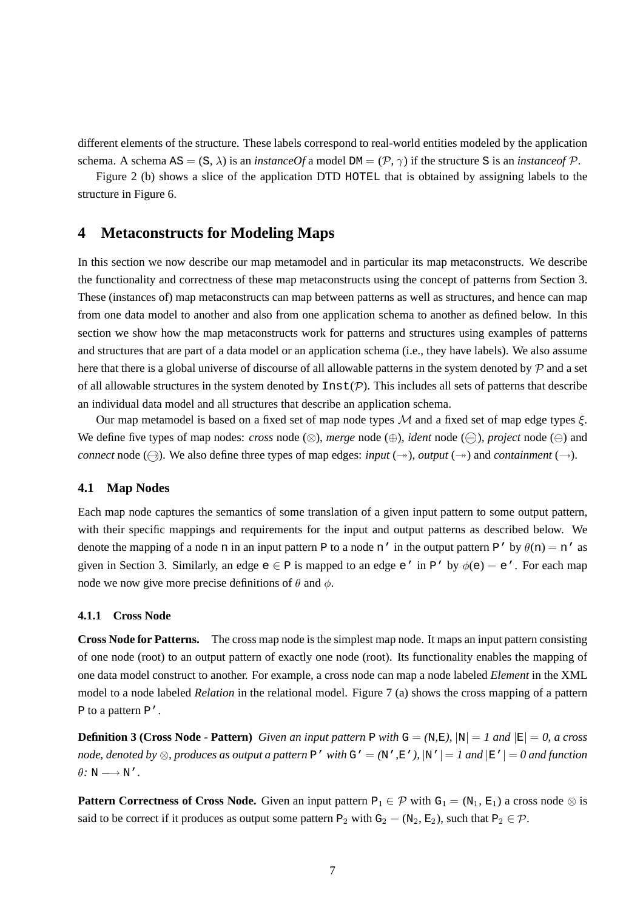different elements of the structure. These labels correspond to real-world entities modeled by the application schema. A schema $\mathtt{AS} = (\mathtt{S}, \lambda)$ is an *instanceOf* a model $\mathtt{DM} = (\mathcal{P}, \gamma)$ if the structure S is an *instanceof* $\mathcal{P}$.

Figure 2 (b) shows a slice of the application DTD HOTEL that is obtained by assigning labels to the structure in Figure 6.

## 4 Metaconstructs for Modeling Maps

In this section we now describe our map metamodel and in particular its map metaconstructs. We describe the functionality and correctness of these map metaconstructs using the concept of patterns from Section 3. These (instances of) map metaconstructs can map between patterns as well as structures, and hence can map from one data model to another and also from one application schema to another as defined below. In this section we show how the map metaconstructs work for patterns and structures using examples of patterns and structures that are part of a data model or an application schema (i.e., they have labels). We also assume here that there is a global universe of discourse of all allowable patterns in the system denoted by $\mathcal{P}$ and a set of all allowable structures in the system denoted by $\mathtt{Inst}(\mathcal{P})$. This includes all sets of patterns that describe an individual data model and all structures that describe an application schema.

Our map metamodel is based on a fixed set of map node types $\mathcal{M}$ and a fixed set of map edge types $\xi$. We define five types of map nodes: *cross* node ($\otimes$), *merge* node ($\oplus$), *ident* node ($\ominus$), *project* node ($\ominus$) and *connect* node ($\ominus$). We also define three types of map edges: *input* ($\twoheadrightarrow$), *output* ($\twoheadrightarrow$) and *containment* ($\rightarrow$).

### 4.1 Map Nodes

Each map node captures the semantics of some translation of a given input pattern to some output pattern, with their specific mappings and requirements for the input and output patterns as described below. We denote the mapping of a node n in an input pattern P to a node n′ in the output pattern P′ by $\theta(\mathtt{n}) = \mathtt{n}'$ as given in Section 3. Similarly, an edge $\mathtt{e} \in \mathtt{P}$ is mapped to an edge e′ in P′ by $\phi(\mathtt{e}) = \mathtt{e}'$. For each map node we now give more precise definitions of $\theta$ and $\phi$.

#### 4.1.1 Cross Node

**Cross Node for Patterns.** The cross map node is the simplest map node. It maps an input pattern consisting of one node (root) to an output pattern of exactly one node (root). Its functionality enables the mapping of one data model construct to another. For example, a cross node can map a node labeled *Element* in the XML model to a node labeled *Relation* in the relational model. Figure 7 (a) shows the cross mapping of a pattern P to a pattern P′.

**Definition 3 (Cross Node - Pattern)** *Given an input pattern* P *with* $\mathtt{G} = (\mathtt{N},\mathtt{E})$*,* $|\mathtt{N}| = 1$ *and* $|\mathtt{E}| = 0$*, a cross node, denoted by* $\otimes$*, produces as output a pattern* P′ *with* $\mathtt{G}' = (\mathtt{N}',\mathtt{E}')$*,* $|\mathtt{N}'| = 1$ *and* $|\mathtt{E}'| = 0$ *and function* $\theta$*:* $\mathtt{N} \longrightarrow \mathtt{N}'$.

**Pattern Correctness of Cross Node.** Given an input pattern $\mathtt{P}_1 \in \mathcal{P}$ with $\mathtt{G}_1 = (\mathtt{N}_1, \mathtt{E}_1)$ a cross node $\otimes$ is said to be correct if it produces as output some pattern $\mathtt{P}_2$ with $\mathtt{G}_2 = (\mathtt{N}_2, \mathtt{E}_2)$, such that $\mathtt{P}_2 \in \mathcal{P}$.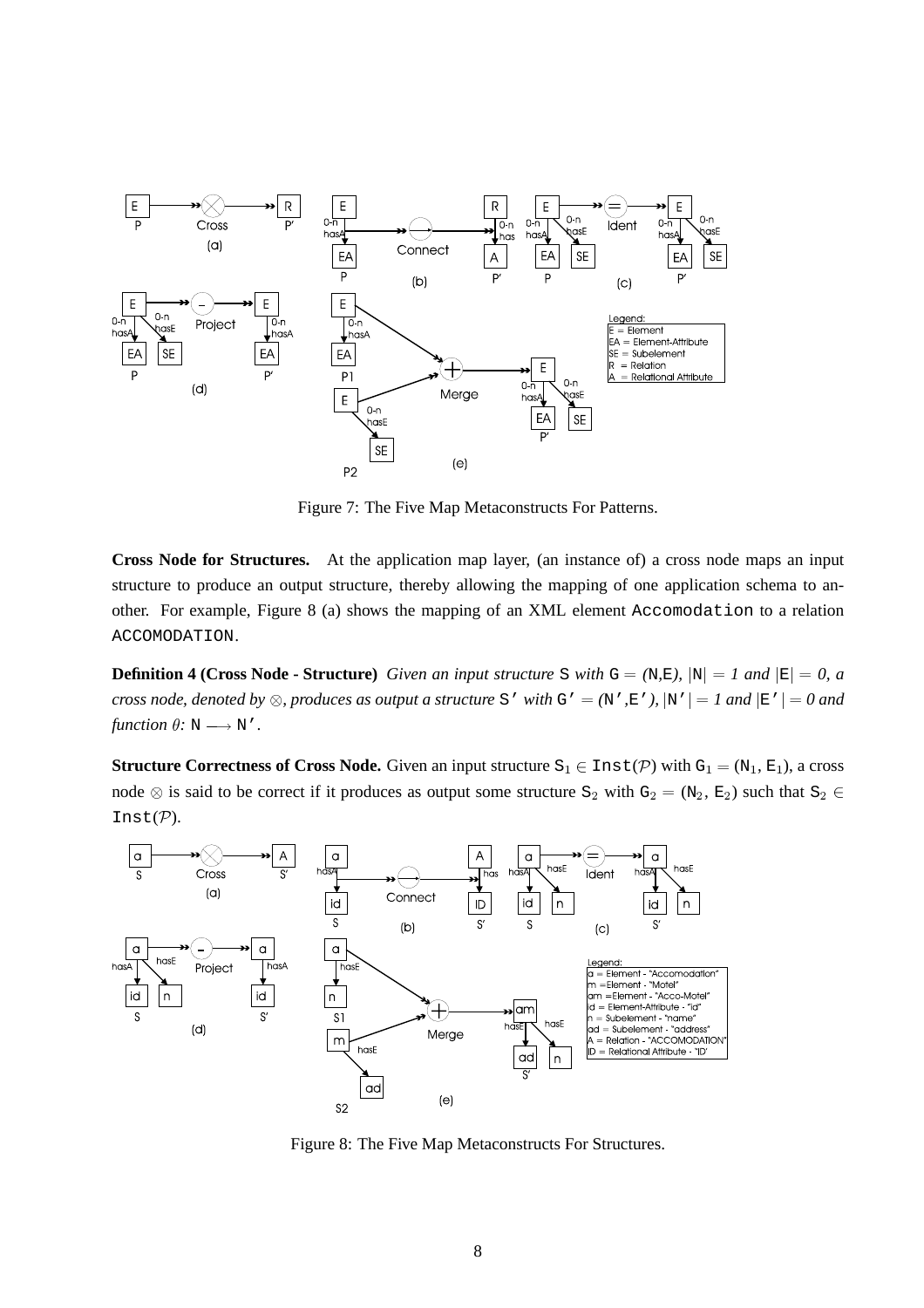Figure 7: The Five Map Metaconstructs For Patterns.

**Cross Node for Structures.** At the application map layer, (an instance of) a cross node maps an input structure to produce an output structure, thereby allowing the mapping of one application schema to another. For example, Figure 8 (a) shows the mapping of an XML element `Accomodation` to a relation `ACCOMODATION`.

**Definition 4 (Cross Node - Structure)** *Given an input structure* S *with* G = *(*N*,*E*),* $|N| = 1$ *and* $|E| = 0$*, a cross node, denoted by* $\otimes$*, produces as output a structure* S' *with* G' = *(*N'*,*E'*),* $|N'| = 1$ *and* $|E'| = 0$ *and function* $\theta$*:* N $\longrightarrow$ N'*.*

**Structure Correctness of Cross Node.** Given an input structure $S_1 \in Inst(\mathcal{P})$ with $G_1 = (N_1, E_1)$, a cross node $\otimes$ is said to be correct if it produces as output some structure $S_2$ with $G_2 = (N_2, E_2)$ such that $S_2 \in Inst(\mathcal{P})$.

Figure 8: The Five Map Metaconstructs For Structures.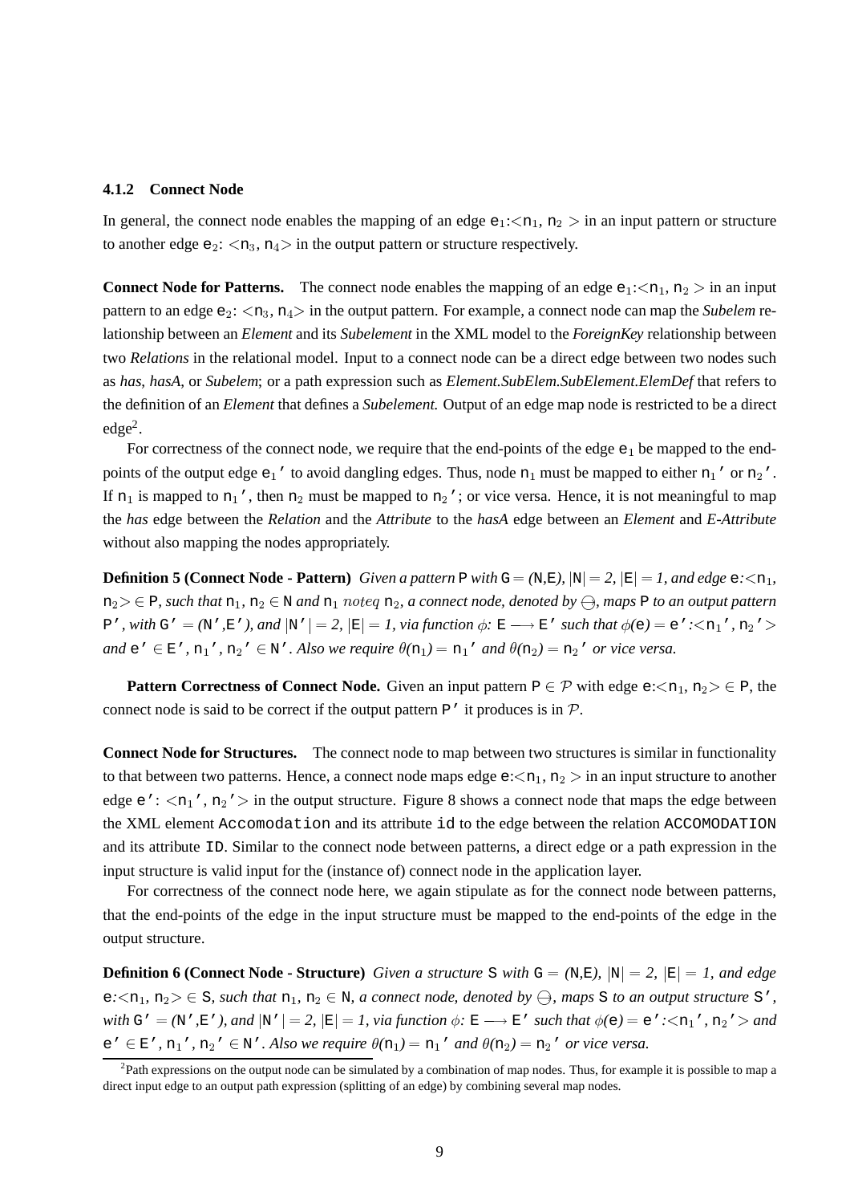### 4.1.2 Connect Node

In general, the connect node enables the mapping of an edge $e_1$:<$n_1$, $n_2$ > in an input pattern or structure to another edge $e_2$: <$n_3$, $n_4$> in the output pattern or structure respectively.

**Connect Node for Patterns.** The connect node enables the mapping of an edge $e_1$:<$n_1$, $n_2$ > in an input pattern to an edge $e_2$: <$n_3$, $n_4$> in the output pattern. For example, a connect node can map the *Subelem* relationship between an *Element* and its *Subelement* in the XML model to the *ForeignKey* relationship between two *Relations* in the relational model. Input to a connect node can be a direct edge between two nodes such as *has*, *hasA*, or *Subelem*; or a path expression such as *Element.SubElem.SubElement.ElemDef* that refers to the definition of an *Element* that defines a *Subelement.* Output of an edge map node is restricted to be a direct edge[2].

For correctness of the connect node, we require that the end-points of the edge $e_1$ be mapped to the end-points of the output edge $e_1'$ to avoid dangling edges. Thus, node $n_1$ must be mapped to either $n_1'$ or $n_2'$. If $n_1$ is mapped to $n_1'$, then $n_2$ must be mapped to $n_2'$; or vice versa. Hence, it is not meaningful to map the *has* edge between the *Relation* and the *Attribute* to the *hasA* edge between an *Element* and *E-Attribute* without also mapping the nodes appropriately.

**Definition 5 (Connect Node - Pattern)** *Given a pattern* P *with* $G = (N,E)$, $|N| = 2$, $|E| = 1$, *and edge* e:<$n_1$, $n_2$> $\in$ P, *such that* $n_1$, $n_2 \in N$ *and* $n_1$ $noteq$ $n_2$, *a connect node, denoted by* $\ominus$, *maps* P *to an output pattern* P', *with* $G' = (N',E')$, *and* $|N'| = 2$, $|E| = 1$, *via function* $\phi$: $E \longrightarrow E'$ *such that* $\phi(e) = e'$:<$n_1'$, $n_2'$> *and* $e' \in E'$, $n_1'$, $n_2' \in N'$. *Also we require* $\theta(n_1) = n_1'$ *and* $\theta(n_2) = n_2'$ *or vice versa.*

**Pattern Correctness of Connect Node.** Given an input pattern $P \in \mathcal{P}$ with edge e:<$n_1$, $n_2$> $\in$ P, the connect node is said to be correct if the output pattern P' it produces is in $\mathcal{P}$.

**Connect Node for Structures.** The connect node to map between two structures is similar in functionality to that between two patterns. Hence, a connect node maps edge e:<$n_1$, $n_2$ > in an input structure to another edge e': <$n_1'$, $n_2'$> in the output structure. Figure 8 shows a connect node that maps the edge between the XML element `Accomodation` and its attribute `id` to the edge between the relation `ACCOMODATION` and its attribute `ID`. Similar to the connect node between patterns, a direct edge or a path expression in the input structure is valid input for the (instance of) connect node in the application layer.

For correctness of the connect node here, we again stipulate as for the connect node between patterns, that the end-points of the edge in the input structure must be mapped to the end-points of the edge in the output structure.

**Definition 6 (Connect Node - Structure)** *Given a structure* S *with* $G = (N,E)$, $|N| = 2$, $|E| = 1$, *and edge* e:<$n_1$, $n_2$> $\in$ S, *such that* $n_1$, $n_2 \in N$, *a connect node, denoted by* $\ominus$, *maps* S *to an output structure* S', *with* $G' = (N',E')$, *and* $|N'| = 2$, $|E| = 1$, *via function* $\phi$: $E \longrightarrow E'$ *such that* $\phi(e) = e'$:<$n_1'$, $n_2'$> *and* $e' \in E'$, $n_1'$, $n_2' \in N'$. *Also we require* $\theta(n_1) = n_1'$ *and* $\theta(n_2) = n_2'$ *or vice versa.*

[2] Path expressions on the output node can be simulated by a combination of map nodes. Thus, for example it is possible to map a direct input edge to an output path expression (splitting of an edge) by combining several map nodes.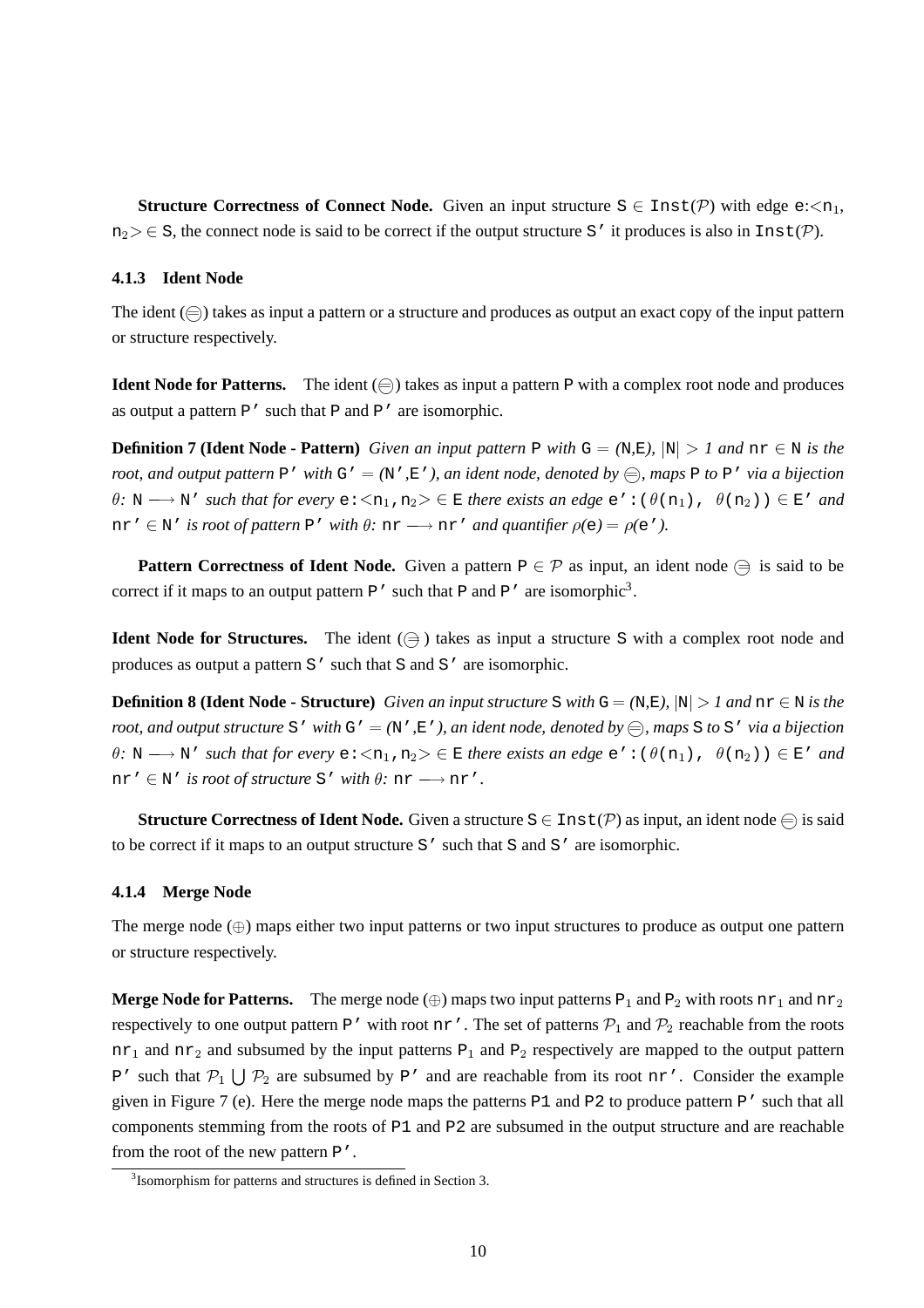**Structure Correctness of Connect Node.** Given an input structure $\texttt{S} \in \texttt{Inst}(\mathcal{P})$ with edge $\texttt{e}{:}{<}\texttt{n}_1, \texttt{n}_2{>} \in \texttt{S}$, the connect node is said to be correct if the output structure $\texttt{S'}$ it produces is also in $\texttt{Inst}(\mathcal{P})$.

### 4.1.3 Ident Node

The ident ($\ominus$) takes as input a pattern or a structure and produces as output an exact copy of the input pattern or structure respectively.

**Ident Node for Patterns.** The ident ($\ominus$) takes as input a pattern $\texttt{P}$ with a complex root node and produces as output a pattern $\texttt{P'}$ such that $\texttt{P}$ and $\texttt{P'}$ are isomorphic.

**Definition 7 (Ident Node - Pattern)** *Given an input pattern* $\texttt{P}$ *with* $\texttt{G} = (\texttt{N},\texttt{E})$, $|\texttt{N}| > 1$ *and* $\texttt{nr} \in \texttt{N}$ *is the root, and output pattern* $\texttt{P'}$ *with* $\texttt{G'} = (\texttt{N'},\texttt{E'})$*, an ident node, denoted by* $\ominus$*, maps* $\texttt{P}$ *to* $\texttt{P'}$ *via a bijection* $\theta$*:* $\texttt{N} \longrightarrow \texttt{N'}$ *such that for every* $\texttt{e}{:}{<}\texttt{n}_1,\texttt{n}_2{>} \in \texttt{E}$ *there exists an edge* $\texttt{e'}{:}(\theta(\texttt{n}_1),\ \theta(\texttt{n}_2)) \in \texttt{E'}$ *and* $\texttt{nr'} \in \texttt{N'}$ *is root of pattern* $\texttt{P'}$ *with* $\theta$*:* $\texttt{nr} \longrightarrow \texttt{nr'}$ *and quantifier* $\rho(\texttt{e}) = \rho(\texttt{e'})$*.*

**Pattern Correctness of Ident Node.** Given a pattern $\texttt{P} \in \mathcal{P}$ as input, an ident node $\ominus$ is said to be correct if it maps to an output pattern $\texttt{P'}$ such that $\texttt{P}$ and $\texttt{P'}$ are isomorphic[3].

**Ident Node for Structures.** The ident ($\ominus$) takes as input a structure $\texttt{S}$ with a complex root node and produces as output a pattern $\texttt{S'}$ such that $\texttt{S}$ and $\texttt{S'}$ are isomorphic.

**Definition 8 (Ident Node - Structure)** *Given an input structure* $\texttt{S}$ *with* $\texttt{G} = (\texttt{N},\texttt{E})$, $|\texttt{N}| > 1$ *and* $\texttt{nr} \in \texttt{N}$ *is the root, and output structure* $\texttt{S'}$ *with* $\texttt{G'} = (\texttt{N'},\texttt{E'})$*, an ident node, denoted by* $\ominus$*, maps* $\texttt{S}$ *to* $\texttt{S'}$ *via a bijection* $\theta$*:* $\texttt{N} \longrightarrow \texttt{N'}$ *such that for every* $\texttt{e}{:}{<}\texttt{n}_1,\texttt{n}_2{>} \in \texttt{E}$ *there exists an edge* $\texttt{e'}{:}(\theta(\texttt{n}_1),\ \theta(\texttt{n}_2)) \in \texttt{E'}$ *and* $\texttt{nr'} \in \texttt{N'}$ *is root of structure* $\texttt{S'}$ *with* $\theta$*:* $\texttt{nr} \longrightarrow \texttt{nr'}$*.*

**Structure Correctness of Ident Node.** Given a structure $\texttt{S} \in \texttt{Inst}(\mathcal{P})$ as input, an ident node $\ominus$ is said to be correct if it maps to an output structure $\texttt{S'}$ such that $\texttt{S}$ and $\texttt{S'}$ are isomorphic.

### 4.1.4 Merge Node

The merge node ($\oplus$) maps either two input patterns or two input structures to produce as output one pattern or structure respectively.

**Merge Node for Patterns.** The merge node ($\oplus$) maps two input patterns $\texttt{P}_1$ and $\texttt{P}_2$ with roots $\texttt{nr}_1$ and $\texttt{nr}_2$ respectively to one output pattern $\texttt{P'}$ with root $\texttt{nr'}$. The set of patterns $\mathcal{P}_1$ and $\mathcal{P}_2$ reachable from the roots $\texttt{nr}_1$ and $\texttt{nr}_2$ and subsumed by the input patterns $\texttt{P}_1$ and $\texttt{P}_2$ respectively are mapped to the output pattern $\texttt{P'}$ such that $\mathcal{P}_1 \bigcup \mathcal{P}_2$ are subsumed by $\texttt{P'}$ and are reachable from its root $\texttt{nr'}$. Consider the example given in Figure 7 (e). Here the merge node maps the patterns $\texttt{P1}$ and $\texttt{P2}$ to produce pattern $\texttt{P'}$ such that all components stemming from the roots of $\texttt{P1}$ and $\texttt{P2}$ are subsumed in the output structure and are reachable from the root of the new pattern $\texttt{P'}$.

[3] Isomorphism for patterns and structures is defined in Section 3.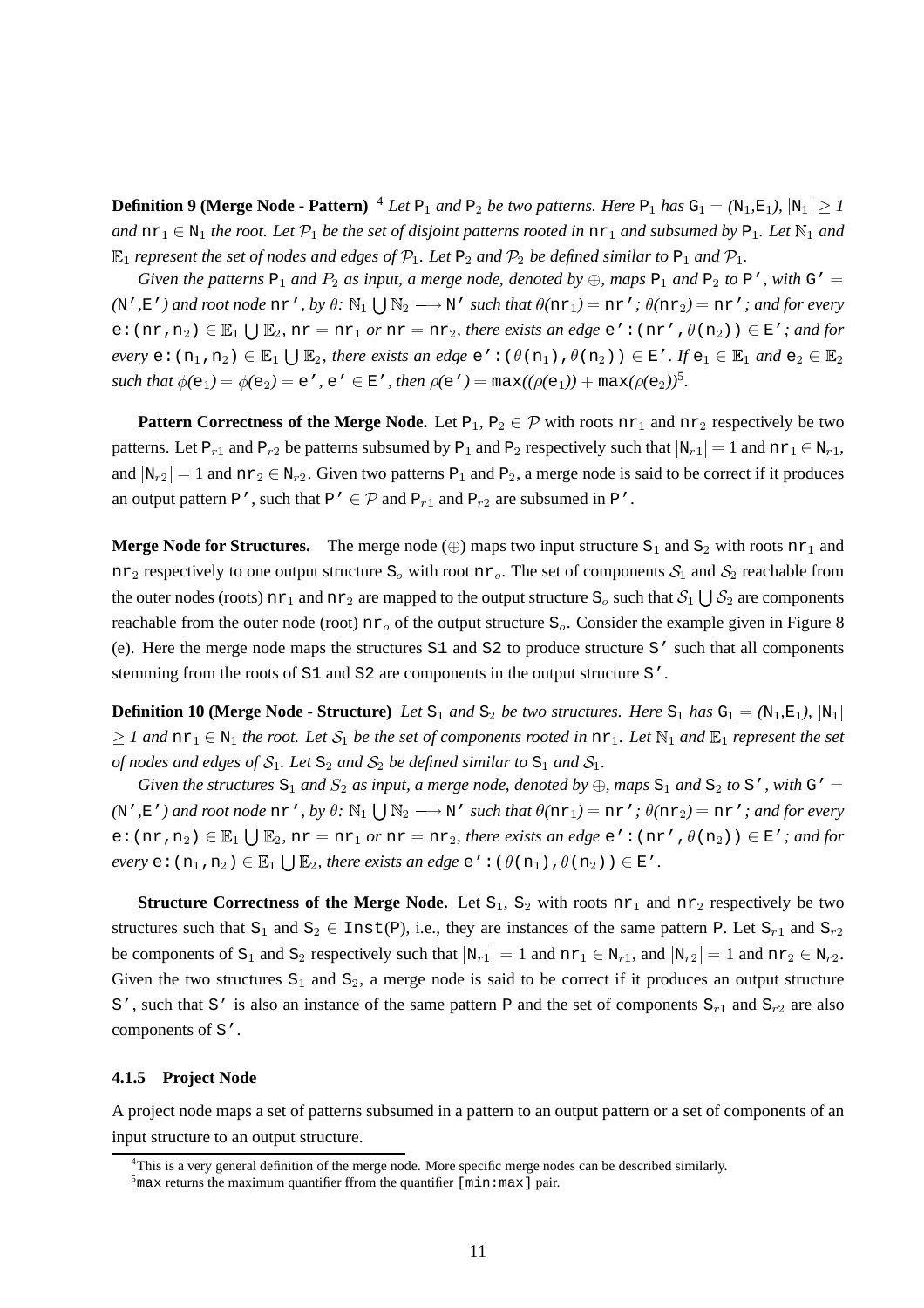**Definition 9 (Merge Node - Pattern)** [4] *Let* $\mathtt{P}_1$ *and* $\mathtt{P}_2$ *be two patterns. Here* $\mathtt{P}_1$ *has* $\mathtt{G}_1 = (\mathtt{N}_1,\mathtt{E}_1)$*,* $|\mathtt{N}_1| \geq 1$ *and* $\mathtt{nr}_1 \in \mathtt{N}_1$ *the root. Let* $\mathcal{P}_1$ *be the set of disjoint patterns rooted in* $\mathtt{nr}_1$ *and subsumed by* $\mathtt{P}_1$*. Let* $\mathbb{N}_1$ *and* $\mathbb{E}_1$ *represent the set of nodes and edges of* $\mathcal{P}_1$*. Let* $\mathtt{P}_2$ *and* $\mathcal{P}_2$ *be defined similar to* $\mathtt{P}_1$ *and* $\mathcal{P}_1$*.*

*Given the patterns* $\mathtt{P}_1$ *and* $P_2$ *as input, a merge node, denoted by* $\oplus$*, maps* $\mathtt{P}_1$ *and* $\mathtt{P}_2$ *to* $\mathtt{P'}$*, with* $\mathtt{G'} = (\mathtt{N'},\mathtt{E'})$ *and root node* $\mathtt{nr'}$*, by* $\theta$*:* $\mathbb{N}_1 \bigcup \mathbb{N}_2 \longrightarrow \mathtt{N'}$ *such that* $\theta(\mathtt{nr}_1) = \mathtt{nr'}$*;* $\theta(\mathtt{nr}_2) = \mathtt{nr'}$*; and for every* $\mathtt{e:(nr,n_2)} \in \mathbb{E}_1 \bigcup \mathbb{E}_2$*,* $\mathtt{nr} = \mathtt{nr}_1$ *or* $\mathtt{nr} = \mathtt{nr}_2$*, there exists an edge* $\mathtt{e':(nr',}\theta\mathtt{(n_2))} \in \mathtt{E'}$*; and for every* $\mathtt{e:(n_1,n_2)} \in \mathbb{E}_1 \bigcup \mathbb{E}_2$*, there exists an edge* $\mathtt{e':(}\theta\mathtt{(n_1),}\theta\mathtt{(n_2))} \in \mathtt{E'}$*. If* $\mathtt{e}_1 \in \mathbb{E}_1$ *and* $\mathtt{e}_2 \in \mathbb{E}_2$ *such that* $\phi(\mathtt{e}_1) = \phi(\mathtt{e}_2) = \mathtt{e'}$*,* $\mathtt{e'} \in \mathtt{E'}$*, then* $\rho(\mathtt{e'}) = \mathtt{max}((\rho(\mathtt{e}_1)) + \mathtt{max}(\rho(\mathtt{e}_2))$[5]*.*

**Pattern Correctness of the Merge Node.** Let $\mathtt{P}_1, \mathtt{P}_2 \in \mathcal{P}$ with roots $\mathtt{nr}_1$ and $\mathtt{nr}_2$ respectively be two patterns. Let $\mathtt{P}_{r1}$ and $\mathtt{P}_{r2}$ be patterns subsumed by $\mathtt{P}_1$ and $\mathtt{P}_2$ respectively such that $|\mathtt{N}_{r1}| = 1$ and $\mathtt{nr}_1 \in \mathtt{N}_{r1}$, and $|\mathtt{N}_{r2}| = 1$ and $\mathtt{nr}_2 \in \mathtt{N}_{r2}$. Given two patterns $\mathtt{P}_1$ and $\mathtt{P}_2$, a merge node is said to be correct if it produces an output pattern $\mathtt{P'}$, such that $\mathtt{P'} \in \mathcal{P}$ and $\mathtt{P}_{r1}$ and $\mathtt{P}_{r2}$ are subsumed in $\mathtt{P'}$.

**Merge Node for Structures.** The merge node ($\oplus$) maps two input structure $\mathtt{S}_1$ and $\mathtt{S}_2$ with roots $\mathtt{nr}_1$ and $\mathtt{nr}_2$ respectively to one output structure $\mathtt{S}_o$ with root $\mathtt{nr}_o$. The set of components $\mathcal{S}_1$ and $\mathcal{S}_2$ reachable from the outer nodes (roots) $\mathtt{nr}_1$ and $\mathtt{nr}_2$ are mapped to the output structure $\mathtt{S}_o$ such that $\mathcal{S}_1 \bigcup \mathcal{S}_2$ are components reachable from the outer node (root) $\mathtt{nr}_o$ of the output structure $\mathtt{S}_o$. Consider the example given in Figure 8 (e). Here the merge node maps the structures `S1` and `S2` to produce structure `S'` such that all components stemming from the roots of `S1` and `S2` are components in the output structure `S'`.

**Definition 10 (Merge Node - Structure)** *Let* $\mathtt{S}_1$ *and* $\mathtt{S}_2$ *be two structures. Here* $\mathtt{S}_1$ *has* $\mathtt{G}_1 = (\mathtt{N}_1,\mathtt{E}_1)$*,* $|\mathtt{N}_1| \geq 1$ *and* $\mathtt{nr}_1 \in \mathtt{N}_1$ *the root. Let* $\mathcal{S}_1$ *be the set of components rooted in* $\mathtt{nr}_1$*. Let* $\mathbb{N}_1$ *and* $\mathbb{E}_1$ *represent the set of nodes and edges of* $\mathcal{S}_1$*. Let* $\mathtt{S}_2$ *and* $\mathcal{S}_2$ *be defined similar to* $\mathtt{S}_1$ *and* $\mathcal{S}_1$*.*

*Given the structures* $\mathtt{S}_1$ *and* $S_2$ *as input, a merge node, denoted by* $\oplus$*, maps* $\mathtt{S}_1$ *and* $\mathtt{S}_2$ *to* $\mathtt{S'}$*, with* $\mathtt{G'} = (\mathtt{N'},\mathtt{E'})$ *and root node* $\mathtt{nr'}$*, by* $\theta$*:* $\mathbb{N}_1 \bigcup \mathbb{N}_2 \longrightarrow \mathtt{N'}$ *such that* $\theta(\mathtt{nr}_1) = \mathtt{nr'}$*;* $\theta(\mathtt{nr}_2) = \mathtt{nr'}$*; and for every* $\mathtt{e:(nr,n_2)} \in \mathbb{E}_1 \bigcup \mathbb{E}_2$*,* $\mathtt{nr} = \mathtt{nr}_1$ *or* $\mathtt{nr} = \mathtt{nr}_2$*, there exists an edge* $\mathtt{e':(nr',}\theta\mathtt{(n_2))} \in \mathtt{E'}$*; and for every* $\mathtt{e:(n_1,n_2)} \in \mathbb{E}_1 \bigcup \mathbb{E}_2$*, there exists an edge* $\mathtt{e':(}\theta\mathtt{(n_1),}\theta\mathtt{(n_2))} \in \mathtt{E'}$*.*

**Structure Correctness of the Merge Node.** Let $\mathtt{S}_1$, $\mathtt{S}_2$ with roots $\mathtt{nr}_1$ and $\mathtt{nr}_2$ respectively be two structures such that $\mathtt{S}_1$ and $\mathtt{S}_2 \in \mathtt{Inst(P)}$, i.e., they are instances of the same pattern `P`. Let $\mathtt{S}_{r1}$ and $\mathtt{S}_{r2}$ be components of $\mathtt{S}_1$ and $\mathtt{S}_2$ respectively such that $|\mathtt{N}_{r1}| = 1$ and $\mathtt{nr}_1 \in \mathtt{N}_{r1}$, and $|\mathtt{N}_{r2}| = 1$ and $\mathtt{nr}_2 \in \mathtt{N}_{r2}$. Given the two structures $\mathtt{S}_1$ and $\mathtt{S}_2$, a merge node is said to be correct if it produces an output structure `S'`, such that `S'` is also an instance of the same pattern `P` and the set of components $\mathtt{S}_{r1}$ and $\mathtt{S}_{r2}$ are also components of `S'`.

#### 4.1.5 Project Node

A project node maps a set of patterns subsumed in a pattern to an output pattern or a set of components of an input structure to an output structure.

[4] This is a very general definition of the merge node. More specific merge nodes can be described similarly.

[5] `max` returns the maximum quantifier ffrom the quantifier `[min:max]` pair.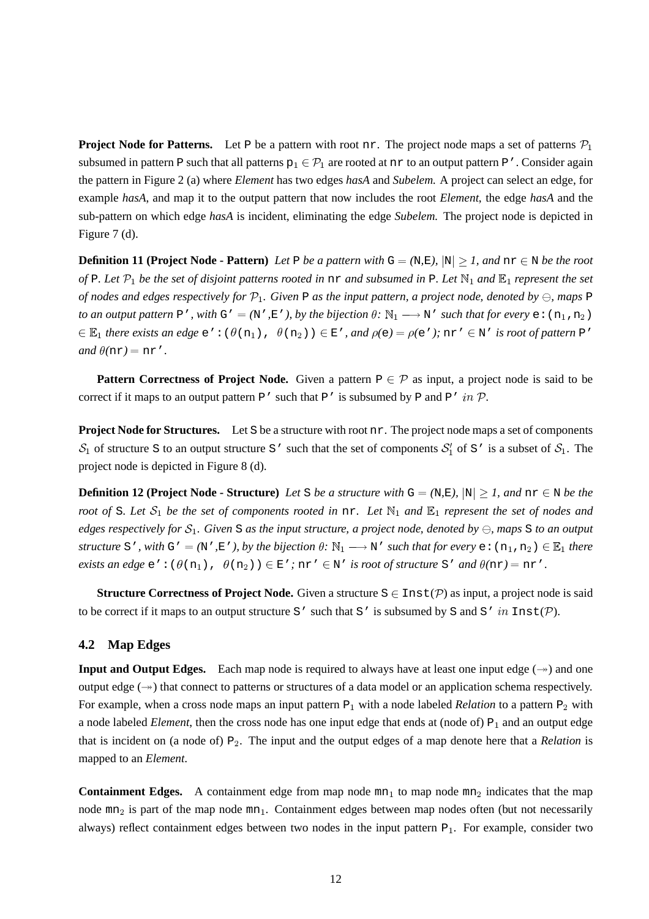**Project Node for Patterns.** Let P be a pattern with root nr. The project node maps a set of patterns $\mathcal{P}_1$ subsumed in pattern P such that all patterns $\mathtt{p}_1 \in \mathcal{P}_1$ are rooted at nr to an output pattern P'. Consider again the pattern in Figure 2 (a) where *Element* has two edges *hasA* and *Subelem.* A project can select an edge, for example *hasA*, and map it to the output pattern that now includes the root *Element*, the edge *hasA* and the sub-pattern on which edge *hasA* is incident, eliminating the edge *Subelem.* The project node is depicted in Figure 7 (d).

**Definition 11 (Project Node - Pattern)** *Let* P *be a pattern with* $\mathtt{G} = (\mathtt{N},\mathtt{E})$*,* $|\mathtt{N}| \geq 1$*, and* $\mathtt{nr} \in \mathtt{N}$ *be the root of* P*. Let* $\mathcal{P}_1$ *be the set of disjoint patterns rooted in* nr *and subsumed in* P*. Let* $\mathbb{N}_1$ *and* $\mathbb{E}_1$ *represent the set of nodes and edges respectively for* $\mathcal{P}_1$*. Given* P *as the input pattern, a project node, denoted by* $\ominus$*, maps* P *to an output pattern* P'*, with* $\mathtt{G'} = (\mathtt{N'},\mathtt{E'})$*, by the bijection* $\theta$*:* $\mathbb{N}_1 \longrightarrow \mathtt{N'}$ *such that for every* $\mathtt{e}:(\mathtt{n}_1,\mathtt{n}_2) \in \mathbb{E}_1$ *there exists an edge* $\mathtt{e'}:(\theta(\mathtt{n}_1),\ \theta(\mathtt{n}_2)) \in \mathtt{E'}$*, and* $\rho(\mathtt{e}) = \rho(\mathtt{e'})$*;* $\mathtt{nr'} \in \mathtt{N'}$ *is root of pattern* P' *and* $\theta(\mathtt{nr}) = \mathtt{nr'}$*.*

**Pattern Correctness of Project Node.** Given a pattern $\mathtt{P} \in \mathcal{P}$ as input, a project node is said to be correct if it maps to an output pattern P' such that P' is subsumed by P and P' $in$ $\mathcal{P}$.

**Project Node for Structures.** Let S be a structure with root nr. The project node maps a set of components $\mathcal{S}_1$ of structure S to an output structure S' such that the set of components $\mathcal{S}'_1$ of S' is a subset of $\mathcal{S}_1$. The project node is depicted in Figure 8 (d).

**Definition 12 (Project Node - Structure)** *Let* S *be a structure with* $\mathtt{G} = (\mathtt{N},\mathtt{E})$*,* $|\mathtt{N}| \geq 1$*, and* $\mathtt{nr} \in \mathtt{N}$ *be the root of* S*. Let* $\mathcal{S}_1$ *be the set of components rooted in* nr*. Let* $\mathbb{N}_1$ *and* $\mathbb{E}_1$ *represent the set of nodes and edges respectively for* $\mathcal{S}_1$*. Given* S *as the input structure, a project node, denoted by* $\ominus$*, maps* S *to an output structure* S'*, with* $\mathtt{G'} = (\mathtt{N'},\mathtt{E'})$*, by the bijection* $\theta$*:* $\mathbb{N}_1 \longrightarrow \mathtt{N'}$ *such that for every* $\mathtt{e}:(\mathtt{n}_1,\mathtt{n}_2) \in \mathbb{E}_1$ *there exists an edge* $\mathtt{e'}:(\theta(\mathtt{n}_1),\ \theta(\mathtt{n}_2)) \in \mathtt{E'}$*;* $\mathtt{nr'} \in \mathtt{N'}$ *is root of structure* S' *and* $\theta(\mathtt{nr}) = \mathtt{nr'}$*.*

**Structure Correctness of Project Node.** Given a structure $\mathtt{S} \in \mathtt{Inst}(\mathcal{P})$ as input, a project node is said to be correct if it maps to an output structure S' such that S' is subsumed by S and S' $in$ $\mathtt{Inst}(\mathcal{P})$.

### 4.2 Map Edges

**Input and Output Edges.** Each map node is required to always have at least one input edge ($\twoheadrightarrow$) and one output edge ($\twoheadrightarrow$) that connect to patterns or structures of a data model or an application schema respectively. For example, when a cross node maps an input pattern $\mathtt{P}_1$ with a node labeled *Relation* to a pattern $\mathtt{P}_2$ with a node labeled *Element*, then the cross node has one input edge that ends at (node of) $\mathtt{P}_1$ and an output edge that is incident on (a node of) $\mathtt{P}_2$. The input and the output edges of a map denote here that a *Relation* is mapped to an *Element*.

**Containment Edges.** A containment edge from map node $\mathtt{mn}_1$ to map node $\mathtt{mn}_2$ indicates that the map node $\mathtt{mn}_2$ is part of the map node $\mathtt{mn}_1$. Containment edges between map nodes often (but not necessarily always) reflect containment edges between two nodes in the input pattern $\mathtt{P}_1$. For example, consider two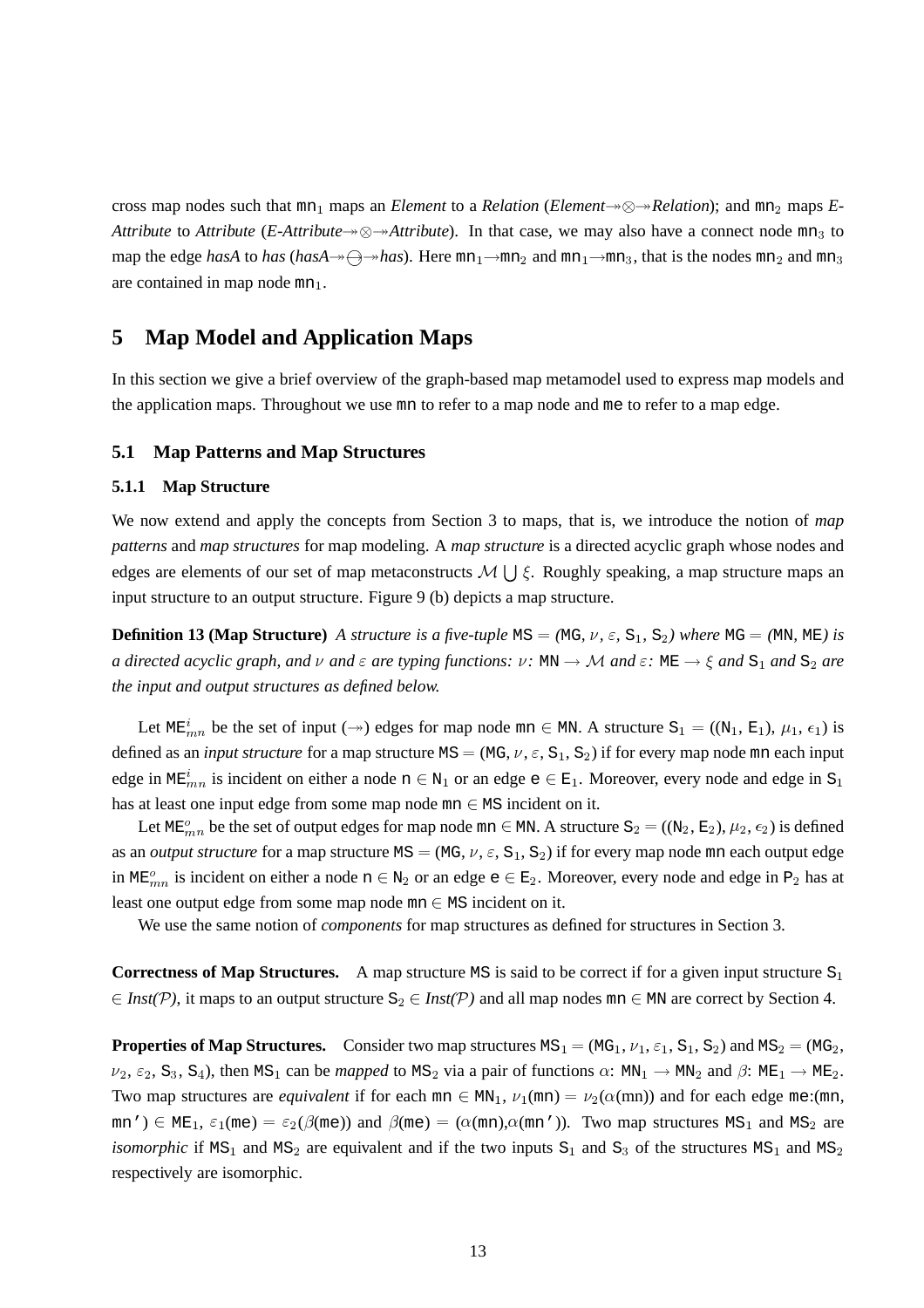cross map nodes such that $\mathtt{mn}_1$ maps an *Element* to a *Relation* (*Element*$\twoheadrightarrow\otimes\twoheadrightarrow$*Relation*); and $\mathtt{mn}_2$ maps *E-Attribute* to *Attribute* (*E-Attribute*$\twoheadrightarrow\otimes\twoheadrightarrow$*Attribute*). In that case, we may also have a connect node $\mathtt{mn}_3$ to map the edge *hasA* to *has* (*hasA*$\twoheadrightarrow\ominus\twoheadrightarrow$*has*). Here $\mathtt{mn}_1\rightarrow\mathtt{mn}_2$ and $\mathtt{mn}_1\rightarrow\mathtt{mn}_3$, that is the nodes $\mathtt{mn}_2$ and $\mathtt{mn}_3$ are contained in map node $\mathtt{mn}_1$.

# 5 Map Model and Application Maps

In this section we give a brief overview of the graph-based map metamodel used to express map models and the application maps. Throughout we use mn to refer to a map node and me to refer to a map edge.

## 5.1 Map Patterns and Map Structures

### 5.1.1 Map Structure

We now extend and apply the concepts from Section 3 to maps, that is, we introduce the notion of *map patterns* and *map structures* for map modeling. A *map structure* is a directed acyclic graph whose nodes and edges are elements of our set of map metaconstructs $\mathcal{M} \bigcup \xi$. Roughly speaking, a map structure maps an input structure to an output structure. Figure 9 (b) depicts a map structure.

**Definition 13 (Map Structure)** *A structure is a five-tuple* $\mathtt{MS} = (\mathtt{MG}, \nu, \varepsilon, \mathtt{S}_1, \mathtt{S}_2)$ *where* $\mathtt{MG} = (\mathtt{MN}, \mathtt{ME})$ *is a directed acyclic graph, and* $\nu$ *and* $\varepsilon$ *are typing functions:* $\nu$*:* $\mathtt{MN} \rightarrow \mathcal{M}$ *and* $\varepsilon$*:* $\mathtt{ME} \rightarrow \xi$ *and* $\mathtt{S}_1$ *and* $\mathtt{S}_2$ *are the input and output structures as defined below.*

Let $\mathtt{ME}^i_{mn}$ be the set of input ($\twoheadrightarrow$) edges for map node $\mathtt{mn} \in \mathtt{MN}$. A structure $\mathtt{S}_1 = ((\mathtt{N}_1, \mathtt{E}_1), \mu_1, \epsilon_1)$ is defined as an *input structure* for a map structure $\mathtt{MS} = (\mathtt{MG}, \nu, \varepsilon, \mathtt{S}_1, \mathtt{S}_2)$ if for every map node mn each input edge in $\mathtt{ME}^i_{mn}$ is incident on either a node $\mathtt{n} \in \mathtt{N}_1$ or an edge $\mathtt{e} \in \mathtt{E}_1$. Moreover, every node and edge in $\mathtt{S}_1$ has at least one input edge from some map node $\mathtt{mn} \in \mathtt{MS}$ incident on it.

Let $\mathtt{ME}^o_{mn}$ be the set of output edges for map node $\mathtt{mn} \in \mathtt{MN}$. A structure $\mathtt{S}_2 = ((\mathtt{N}_2, \mathtt{E}_2), \mu_2, \epsilon_2)$ is defined as an *output structure* for a map structure $\mathtt{MS} = (\mathtt{MG}, \nu, \varepsilon, \mathtt{S}_1, \mathtt{S}_2)$ if for every map node mn each output edge in $\mathtt{ME}^o_{mn}$ is incident on either a node $\mathtt{n} \in \mathtt{N}_2$ or an edge $\mathtt{e} \in \mathtt{E}_2$. Moreover, every node and edge in $\mathtt{P}_2$ has at least one output edge from some map node $\mathtt{mn} \in \mathtt{MS}$ incident on it.

We use the same notion of *components* for map structures as defined for structures in Section 3.

**Correctness of Map Structures.** A map structure MS is said to be correct if for a given input structure $\mathtt{S}_1 \in$ *Inst*($\mathcal{P}$), it maps to an output structure $\mathtt{S}_2 \in$ *Inst*($\mathcal{P}$) and all map nodes $\mathtt{mn} \in \mathtt{MN}$ are correct by Section 4.

**Properties of Map Structures.** Consider two map structures $\mathtt{MS}_1 = (\mathtt{MG}_1, \nu_1, \varepsilon_1, \mathtt{S}_1, \mathtt{S}_2)$ and $\mathtt{MS}_2 = (\mathtt{MG}_2, \nu_2, \varepsilon_2, \mathtt{S}_3, \mathtt{S}_4)$, then $\mathtt{MS}_1$ can be *mapped* to $\mathtt{MS}_2$ via a pair of functions $\alpha$: $\mathtt{MN}_1 \rightarrow \mathtt{MN}_2$ and $\beta$: $\mathtt{ME}_1 \rightarrow \mathtt{ME}_2$. Two map structures are *equivalent* if for each $\mathtt{mn} \in \mathtt{MN}_1$, $\nu_1(\mathtt{mn}) = \nu_2(\alpha(\mathrm{mn}))$ and for each edge me:(mn, mn') $\in \mathtt{ME}_1$, $\varepsilon_1(\mathtt{me}) = \varepsilon_2(\beta(\mathtt{me}))$ and $\beta(\mathtt{me}) = (\alpha(\mathtt{mn}),\alpha(\mathtt{mn'}))$. Two map structures $\mathtt{MS}_1$ and $\mathtt{MS}_2$ are *isomorphic* if $\mathtt{MS}_1$ and $\mathtt{MS}_2$ are equivalent and if the two inputs $\mathtt{S}_1$ and $\mathtt{S}_3$ of the structures $\mathtt{MS}_1$ and $\mathtt{MS}_2$ respectively are isomorphic.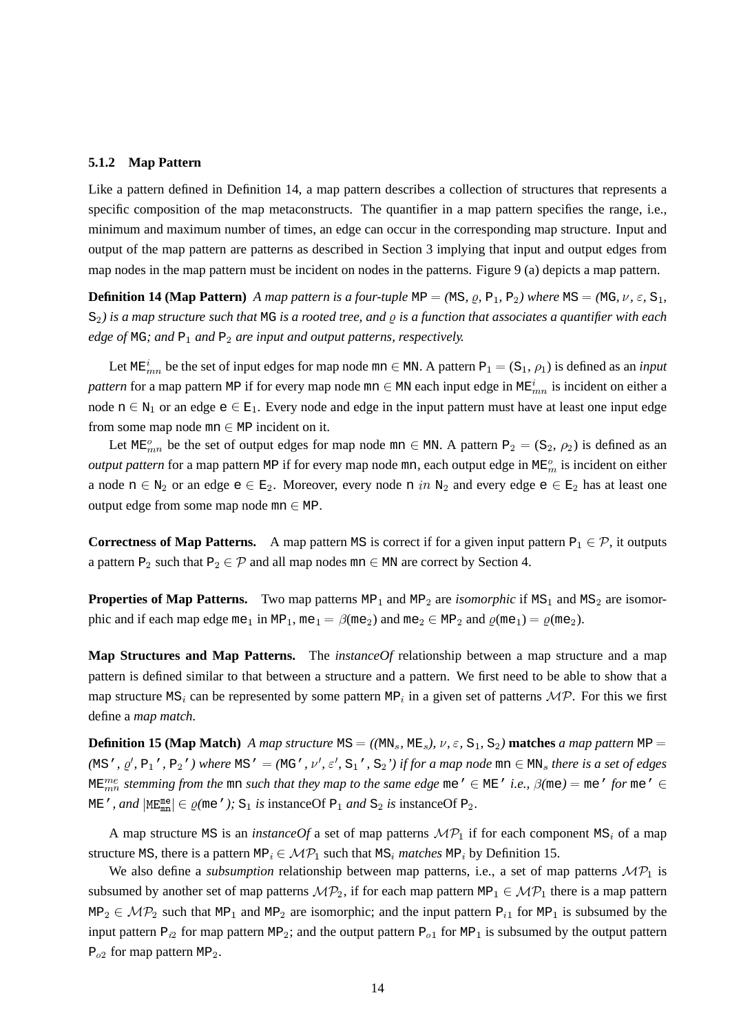### 5.1.2 Map Pattern

Like a pattern defined in Definition 14, a map pattern describes a collection of structures that represents a specific composition of the map metaconstructs. The quantifier in a map pattern specifies the range, i.e., minimum and maximum number of times, an edge can occur in the corresponding map structure. Input and output of the map pattern are patterns as described in Section 3 implying that input and output edges from map nodes in the map pattern must be incident on nodes in the patterns. Figure 9 (a) depicts a map pattern.

**Definition 14 (Map Pattern)** *A map pattern is a four-tuple* $\mathtt{MP} = (\mathtt{MS}, \varrho, \mathtt{P}_1, \mathtt{P}_2)$ *where* $\mathtt{MS} = (\mathtt{MG}, \nu, \varepsilon, \mathtt{S}_1, \mathtt{S}_2)$ *is a map structure such that* $\mathtt{MG}$ *is a rooted tree, and* $\varrho$ *is a function that associates a quantifier with each edge of* $\mathtt{MG}$*; and* $\mathtt{P}_1$ *and* $\mathtt{P}_2$ *are input and output patterns, respectively.*

Let $\mathtt{ME}^i_{mn}$ be the set of input edges for map node $\mathtt{mn} \in \mathtt{MN}$. A pattern $\mathtt{P}_1 = (\mathtt{S}_1, \rho_1)$ is defined as an *input pattern* for a map pattern $\mathtt{MP}$ if for every map node $\mathtt{mn} \in \mathtt{MN}$ each input edge in $\mathtt{ME}^i_{mn}$ is incident on either a node $\mathtt{n} \in \mathtt{N}_1$ or an edge $\mathtt{e} \in \mathtt{E}_1$. Every node and edge in the input pattern must have at least one input edge from some map node $\mathtt{mn} \in \mathtt{MP}$ incident on it.

Let $\mathtt{ME}^o_{mn}$ be the set of output edges for map node $\mathtt{mn} \in \mathtt{MN}$. A pattern $\mathtt{P}_2 = (\mathtt{S}_2, \rho_2)$ is defined as an *output pattern* for a map pattern $\mathtt{MP}$ if for every map node $\mathtt{mn}$, each output edge in $\mathtt{ME}^o_m$ is incident on either a node $\mathtt{n} \in \mathtt{N}_2$ or an edge $\mathtt{e} \in \mathtt{E}_2$. Moreover, every node $\mathtt{n}$ $in$ $\mathtt{N}_2$ and every edge $\mathtt{e} \in \mathtt{E}_2$ has at least one output edge from some map node $\mathtt{mn} \in \mathtt{MP}$.

**Correctness of Map Patterns.** A map pattern $\mathtt{MS}$ is correct if for a given input pattern $\mathtt{P}_1 \in \mathcal{P}$, it outputs a pattern $\mathtt{P}_2$ such that $\mathtt{P}_2 \in \mathcal{P}$ and all map nodes $\mathtt{mn} \in \mathtt{MN}$ are correct by Section 4.

**Properties of Map Patterns.** Two map patterns $\mathtt{MP}_1$ and $\mathtt{MP}_2$ are *isomorphic* if $\mathtt{MS}_1$ and $\mathtt{MS}_2$ are isomorphic and if each map edge $\mathtt{me}_1$ in $\mathtt{MP}_1$, $\mathtt{me}_1 = \beta(\mathtt{me}_2)$ and $\mathtt{me}_2 \in \mathtt{MP}_2$ and $\varrho(\mathtt{me}_1) = \varrho(\mathtt{me}_2)$.

**Map Structures and Map Patterns.** The *instanceOf* relationship between a map structure and a map pattern is defined similar to that between a structure and a pattern. We first need to be able to show that a map structure $\mathtt{MS}_i$ can be represented by some pattern $\mathtt{MP}_i$ in a given set of patterns $\mathcal{MP}$. For this we first define a *map match*.

**Definition 15 (Map Match)** *A map structure* $\mathtt{MS} = ((\mathtt{MN}_s, \mathtt{ME}_s), \nu, \varepsilon, \mathtt{S}_1, \mathtt{S}_2)$ **matches** *a map pattern* $\mathtt{MP} = (\mathtt{MS}', \varrho', \mathtt{P}_1', \mathtt{P}_2')$ *where* $\mathtt{MS}' = (\mathtt{MG}', \nu', \varepsilon', \mathtt{S}_1', \mathtt{S}_2')$ *if for a map node* $\mathtt{mn} \in \mathtt{MN}_s$ *there is a set of edges* $\mathtt{ME}^{me}_{mn}$ *stemming from the* $\mathtt{mn}$ *such that they map to the same edge* $\mathtt{me}' \in \mathtt{ME}'$ *i.e.,* $\beta(\mathtt{me}) = \mathtt{me}'$ *for* $\mathtt{me}' \in \mathtt{ME}'$*, and* $|\mathtt{ME}^{\mathtt{me}}_{\mathtt{mn}}| \in \varrho(\mathtt{me}')$*;* $\mathtt{S}_1$ *is* instanceOf $\mathtt{P}_1$ *and* $\mathtt{S}_2$ *is* instanceOf $\mathtt{P}_2$.

A map structure $\mathtt{MS}$ is an *instanceOf* a set of map patterns $\mathcal{MP}_1$ if for each component $\mathtt{MS}_i$ of a map structure $\mathtt{MS}$, there is a pattern $\mathtt{MP}_i \in \mathcal{MP}_1$ such that $\mathtt{MS}_i$ *matches* $\mathtt{MP}_i$ by Definition 15.

We also define a *subsumption* relationship between map patterns, i.e., a set of map patterns $\mathcal{MP}_1$ is subsumed by another set of map patterns $\mathcal{MP}_2$, if for each map pattern $\mathtt{MP}_1 \in \mathcal{MP}_1$ there is a map pattern $\mathtt{MP}_2 \in \mathcal{MP}_2$ such that $\mathtt{MP}_1$ and $\mathtt{MP}_2$ are isomorphic; and the input pattern $\mathtt{P}_{i1}$ for $\mathtt{MP}_1$ is subsumed by the input pattern $\mathtt{P}_{i2}$ for map pattern $\mathtt{MP}_2$; and the output pattern $\mathtt{P}_{o1}$ for $\mathtt{MP}_1$ is subsumed by the output pattern $\mathtt{P}_{o2}$ for map pattern $\mathtt{MP}_2$.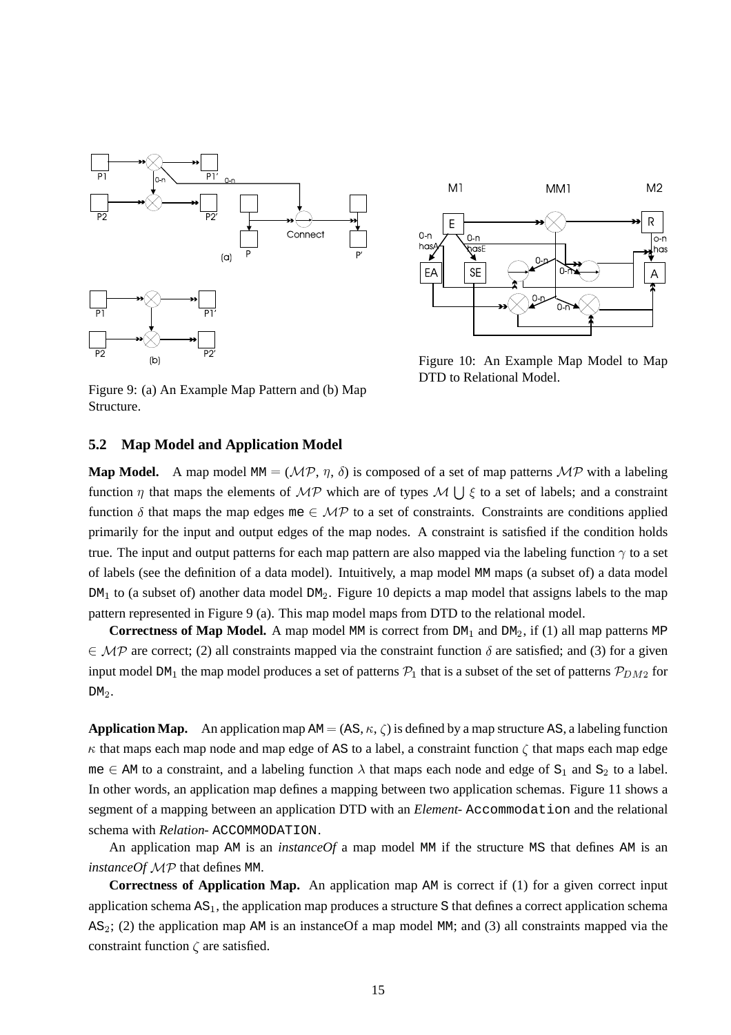Figure 9: (a) An Example Map Pattern and (b) Map Structure.

Figure 10: An Example Map Model to Map DTD to Relational Model.

### 5.2 Map Model and Application Model

**Map Model.** A map model $\mathtt{MM} = (\mathcal{MP}, \eta, \delta)$ is composed of a set of map patterns $\mathcal{MP}$ with a labeling function $\eta$ that maps the elements of $\mathcal{MP}$ which are of types $\mathcal{M} \bigcup \xi$ to a set of labels; and a constraint function $\delta$ that maps the map edges $\mathtt{me} \in \mathcal{MP}$ to a set of constraints. Constraints are conditions applied primarily for the input and output edges of the map nodes. A constraint is satisfied if the condition holds true. The input and output patterns for each map pattern are also mapped via the labeling function $\gamma$ to a set of labels (see the definition of a data model). Intuitively, a map model MM maps (a subset of) a data model $\mathtt{DM}_1$ to (a subset of) another data model $\mathtt{DM}_2$. Figure 10 depicts a map model that assigns labels to the map pattern represented in Figure 9 (a). This map model maps from DTD to the relational model.

**Correctness of Map Model.** A map model MM is correct from $\mathtt{DM}_1$ and $\mathtt{DM}_2$, if (1) all map patterns MP $\in \mathcal{MP}$ are correct; (2) all constraints mapped via the constraint function $\delta$ are satisfied; and (3) for a given input model $\mathtt{DM}_1$ the map model produces a set of patterns $\mathcal{P}_1$ that is a subset of the set of patterns $\mathcal{P}_{DM2}$ for $\mathtt{DM}_2$.

**Application Map.** An application map $\mathtt{AM} = (\mathtt{AS}, \kappa, \zeta)$ is defined by a map structure AS, a labeling function $\kappa$ that maps each map node and map edge of AS to a label, a constraint function $\zeta$ that maps each map edge $\mathtt{me} \in \mathtt{AM}$ to a constraint, and a labeling function $\lambda$ that maps each node and edge of $\mathtt{S}_1$ and $\mathtt{S}_2$ to a label. In other words, an application map defines a mapping between two application schemas. Figure 11 shows a segment of a mapping between an application DTD with an *Element*- Accommodation and the relational schema with *Relation*- ACCOMMODATION.

An application map AM is an *instanceOf* a map model MM if the structure MS that defines AM is an *instanceOf* $\mathcal{MP}$ that defines MM.

**Correctness of Application Map.** An application map AM is correct if (1) for a given correct input application schema $\mathtt{AS}_1$, the application map produces a structure S that defines a correct application schema $\mathtt{AS}_2$; (2) the application map AM is an instanceOf a map model MM; and (3) all constraints mapped via the constraint function $\zeta$ are satisfied.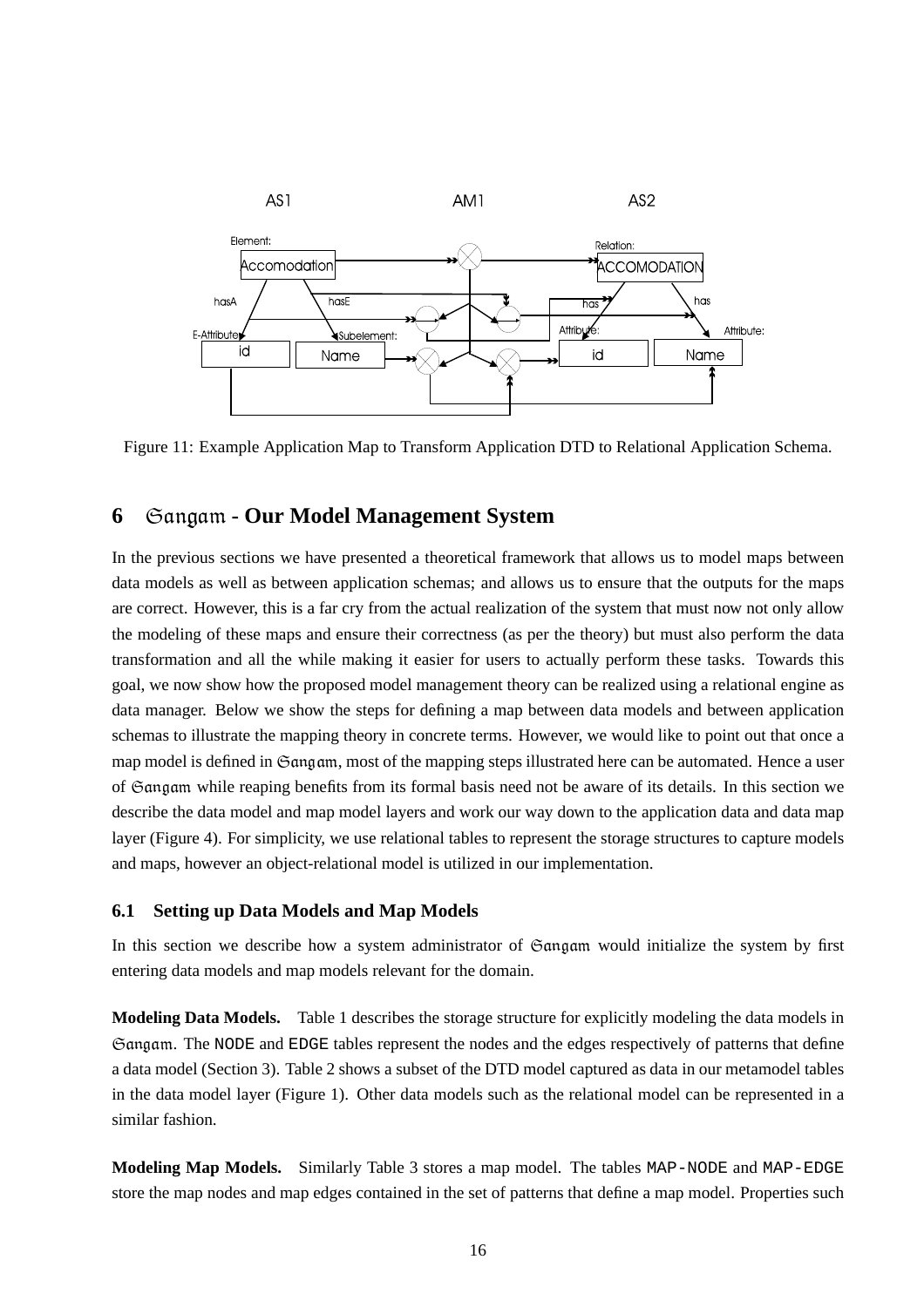Figure 11: Example Application Map to Transform Application DTD to Relational Application Schema.

## 6 Sangam - Our Model Management System

In the previous sections we have presented a theoretical framework that allows us to model maps between data models as well as between application schemas; and allows us to ensure that the outputs for the maps are correct. However, this is a far cry from the actual realization of the system that must now not only allow the modeling of these maps and ensure their correctness (as per the theory) but must also perform the data transformation and all the while making it easier for users to actually perform these tasks. Towards this goal, we now show how the proposed model management theory can be realized using a relational engine as data manager. Below we show the steps for defining a map between data models and between application schemas to illustrate the mapping theory in concrete terms. However, we would like to point out that once a map model is defined in Sangam, most of the mapping steps illustrated here can be automated. Hence a user of Sangam while reaping benefits from its formal basis need not be aware of its details. In this section we describe the data model and map model layers and work our way down to the application data and data map layer (Figure 4). For simplicity, we use relational tables to represent the storage structures to capture models and maps, however an object-relational model is utilized in our implementation.

### 6.1 Setting up Data Models and Map Models

In this section we describe how a system administrator of Sangam would initialize the system by first entering data models and map models relevant for the domain.

**Modeling Data Models.** Table 1 describes the storage structure for explicitly modeling the data models in Sangam. The NODE and EDGE tables represent the nodes and the edges respectively of patterns that define a data model (Section 3). Table 2 shows a subset of the DTD model captured as data in our metamodel tables in the data model layer (Figure 1). Other data models such as the relational model can be represented in a similar fashion.

**Modeling Map Models.** Similarly Table 3 stores a map model. The tables MAP-NODE and MAP-EDGE store the map nodes and map edges contained in the set of patterns that define a map model. Properties such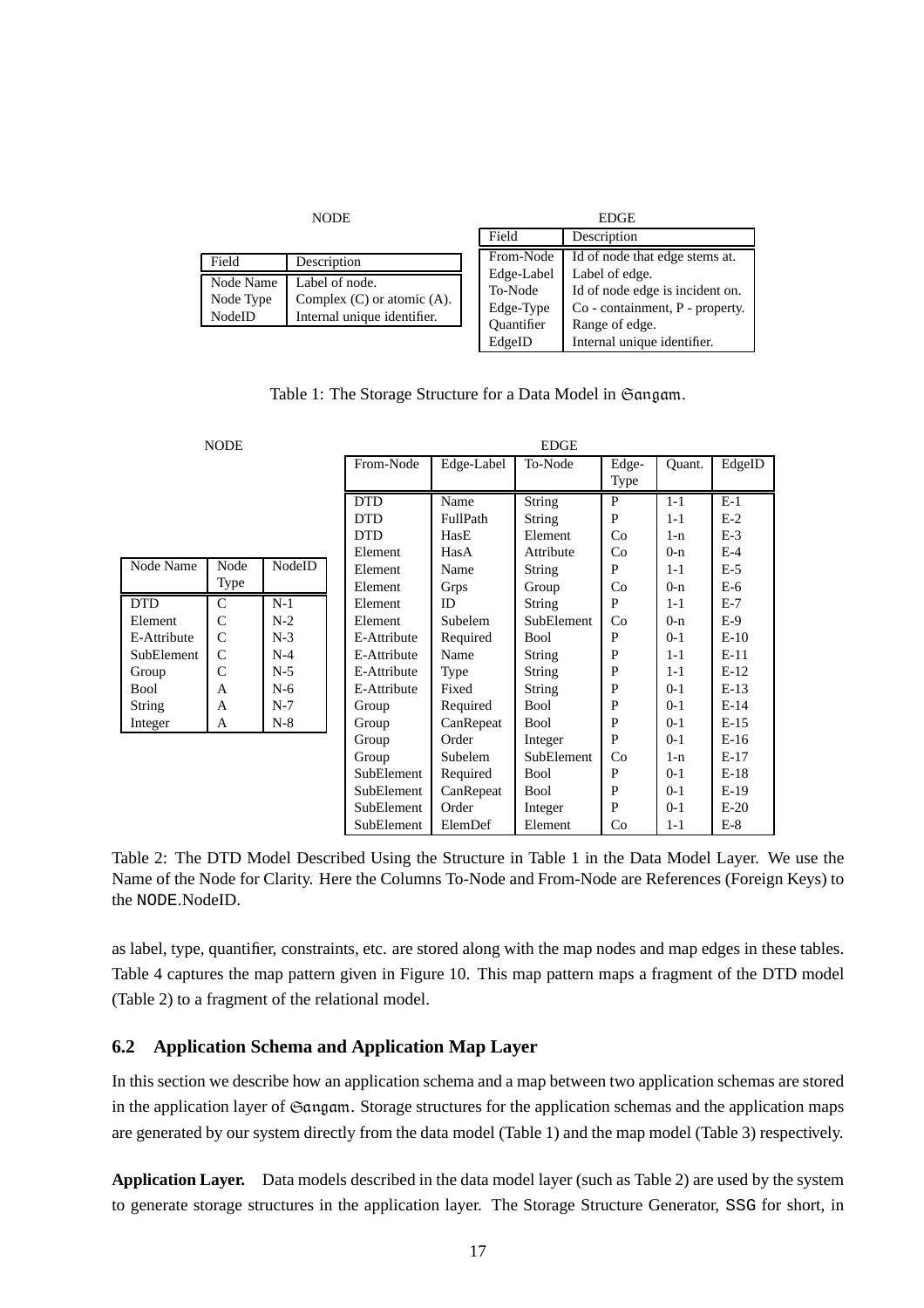NODE

| Field | Description |
|---|---|
| Node Name | Label of node. |
| Node Type | Complex (C) or atomic (A). |
| NodeID | Internal unique identifier. |

EDGE

| Field | Description |
|---|---|
| From-Node | Id of node that edge stems at. |
| Edge-Label | Label of edge. |
| To-Node | Id of node edge is incident on. |
| Edge-Type | Co - containment, P - property. |
| Quantifier | Range of edge. |
| EdgeID | Internal unique identifier. |

Table 1: The Storage Structure for a Data Model in 𝔖𝔞𝔫𝔤𝔞𝔪.

NODE

| Node Name | Node Type | NodeID |
|---|---|---|
| DTD | C | N-1 |
| Element | C | N-2 |
| E-Attribute | C | N-3 |
| SubElement | C | N-4 |
| Group | C | N-5 |
| Bool | A | N-6 |
| String | A | N-7 |
| Integer | A | N-8 |

EDGE

| From-Node | Edge-Label | To-Node | Edge-Type | Quant. | EdgeID |
|---|---|---|---|---|---|
| DTD | Name | String | P | 1-1 | E-1 |
| DTD | FullPath | String | P | 1-1 | E-2 |
| DTD | HasE | Element | Co | 1-n | E-3 |
| Element | HasA | Attribute | Co | 0-n | E-4 |
| Element | Name | String | P | 1-1 | E-5 |
| Element | Grps | Group | Co | 0-n | E-6 |
| Element | ID | String | P | 1-1 | E-7 |
| Element | Subelem | SubElement | Co | 0-n | E-9 |
| E-Attribute | Required | Bool | P | 0-1 | E-10 |
| E-Attribute | Name | String | P | 1-1 | E-11 |
| E-Attribute | Type | String | P | 1-1 | E-12 |
| E-Attribute | Fixed | String | P | 0-1 | E-13 |
| Group | Required | Bool | P | 0-1 | E-14 |
| Group | CanRepeat | Bool | P | 0-1 | E-15 |
| Group | Order | Integer | P | 0-1 | E-16 |
| Group | Subelem | SubElement | Co | 1-n | E-17 |
| SubElement | Required | Bool | P | 0-1 | E-18 |
| SubElement | CanRepeat | Bool | P | 0-1 | E-19 |
| SubElement | Order | Integer | P | 0-1 | E-20 |
| SubElement | ElemDef | Element | Co | 1-1 | E-8 |

Table 2: The DTD Model Described Using the Structure in Table 1 in the Data Model Layer. We use the Name of the Node for Clarity. Here the Columns To-Node and From-Node are References (Foreign Keys) to the `NODE`.NodeID.

as label, type, quantifier, constraints, etc. are stored along with the map nodes and map edges in these tables. Table 4 captures the map pattern given in Figure 10. This map pattern maps a fragment of the DTD model (Table 2) to a fragment of the relational model.

## 6.2 Application Schema and Application Map Layer

In this section we describe how an application schema and a map between two application schemas are stored in the application layer of 𝔖𝔞𝔫𝔤𝔞𝔪. Storage structures for the application schemas and the application maps are generated by our system directly from the data model (Table 1) and the map model (Table 3) respectively.

**Application Layer.** Data models described in the data model layer (such as Table 2) are used by the system to generate storage structures in the application layer. The Storage Structure Generator, `SSG` for short, in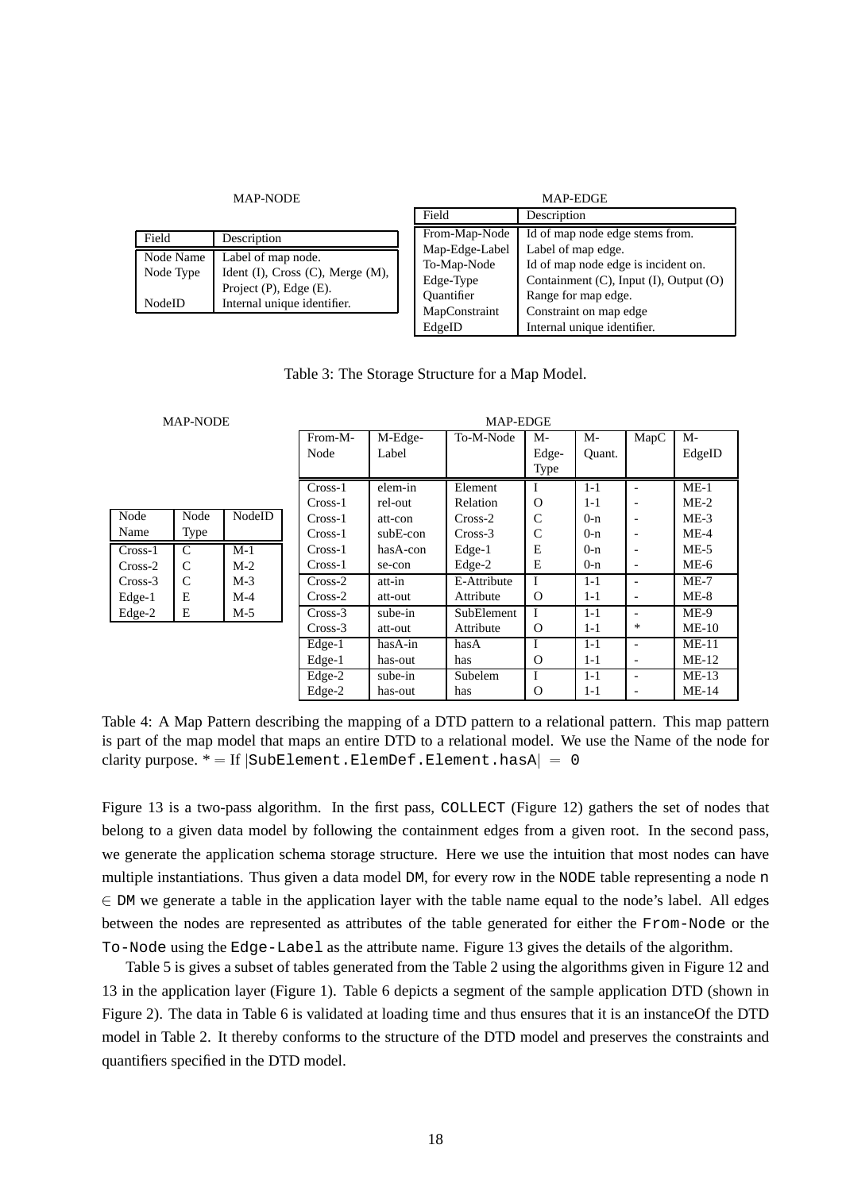MAP-NODE

| Field | Description |
|---|---|
| Node Name | Label of map node. |
| Node Type | Ident (I), Cross (C), Merge (M), Project (P), Edge (E). |
| NodeID | Internal unique identifier. |

MAP-EDGE

| Field | Description |
|---|---|
| From-Map-Node | Id of map node edge stems from. |
| Map-Edge-Label | Label of map edge. |
| To-Map-Node | Id of map node edge is incident on. |
| Edge-Type | Containment (C), Input (I), Output (O) |
| Quantifier | Range for map edge. |
| MapConstraint | Constraint on map edge |
| EdgeID | Internal unique identifier. |

Table 3: The Storage Structure for a Map Model.

MAP-NODE

| Node Name | Node Type | NodeID |
|---|---|---|
| Cross-1 | C | M-1 |
| Cross-2 | C | M-2 |
| Cross-3 | C | M-3 |
| Edge-1 | E | M-4 |
| Edge-2 | E | M-5 |

MAP-EDGE

| From-M-Node | M-Edge-Label | To-M-Node | M-Edge-Type | M-Quant. | MapC | M-EdgeID |
|---|---|---|---|---|---|---|
| Cross-1 | elem-in | Element | I | 1-1 | - | ME-1 |
| Cross-1 | rel-out | Relation | O | 1-1 | - | ME-2 |
| Cross-1 | att-con | Cross-2 | C | 0-n | - | ME-3 |
| Cross-1 | subE-con | Cross-3 | C | 0-n | - | ME-4 |
| Cross-1 | hasA-con | Edge-1 | E | 0-n | - | ME-5 |
| Cross-1 | se-con | Edge-2 | E | 0-n | - | ME-6 |
| Cross-2 | att-in | E-Attribute | I | 1-1 | - | ME-7 |
| Cross-2 | att-out | Attribute | O | 1-1 | - | ME-8 |
| Cross-3 | sube-in | SubElement | I | 1-1 | - | ME-9 |
| Cross-3 | att-out | Attribute | O | 1-1 | * | ME-10 |
| Edge-1 | hasA-in | hasA | I | 1-1 | - | ME-11 |
| Edge-1 | has-out | has | O | 1-1 | - | ME-12 |
| Edge-2 | sube-in | Subelem | I | 1-1 | - | ME-13 |
| Edge-2 | has-out | has | O | 1-1 | - | ME-14 |

Table 4: A Map Pattern describing the mapping of a DTD pattern to a relational pattern. This map pattern is part of the map model that maps an entire DTD to a relational model. We use the Name of the node for clarity purpose. * = If $|$SubElement.ElemDef.Element.hasA$| = 0$

Figure 13 is a two-pass algorithm. In the first pass, COLLECT (Figure 12) gathers the set of nodes that belong to a given data model by following the containment edges from a given root. In the second pass, we generate the application schema storage structure. Here we use the intuition that most nodes can have multiple instantiations. Thus given a data model DM, for every row in the NODE table representing a node n $\in$ DM we generate a table in the application layer with the table name equal to the node's label. All edges between the nodes are represented as attributes of the table generated for either the From-Node or the To-Node using the Edge-Label as the attribute name. Figure 13 gives the details of the algorithm.

Table 5 is gives a subset of tables generated from the Table 2 using the algorithms given in Figure 12 and 13 in the application layer (Figure 1). Table 6 depicts a segment of the sample application DTD (shown in Figure 2). The data in Table 6 is validated at loading time and thus ensures that it is an instanceOf the DTD model in Table 2. It thereby conforms to the structure of the DTD model and preserves the constraints and quantifiers specified in the DTD model.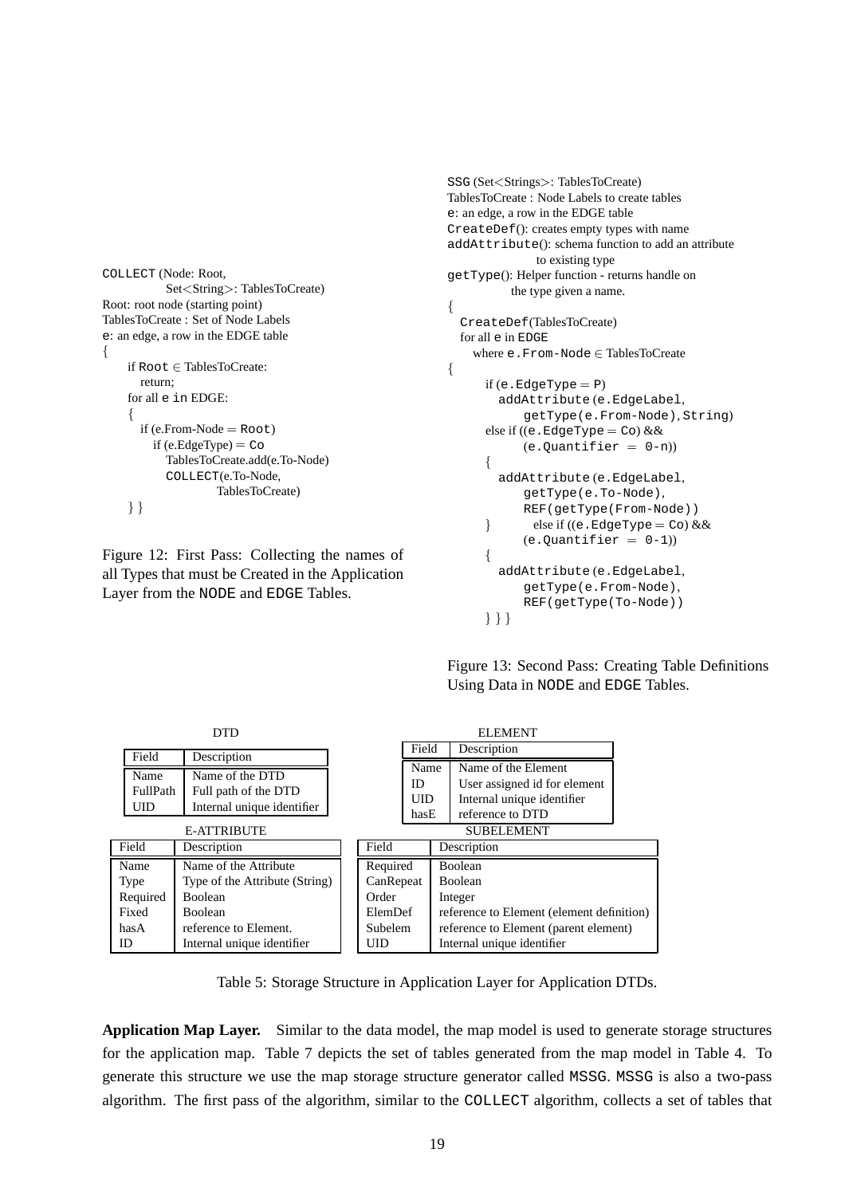```
COLLECT (Node: Root,
          Set<String>: TablesToCreate)
Root: root node (starting point)
TablesToCreate : Set of Node Labels
e: an edge, a row in the EDGE table
{
    if Root ∈ TablesToCreate:
       return;
    for all e in EDGE:
    {
       if (e.From-Node = Root)
          if (e.EdgeType) = Co
             TablesToCreate.add(e.To-Node)
             COLLECT(e.To-Node,
                     TablesToCreate)
    } }
```

Figure 12: First Pass: Collecting the names of all Types that must be Created in the Application Layer from the NODE and EDGE Tables.

```
SSG (Set<Strings>: TablesToCreate)
TablesToCreate : Node Labels to create tables
e: an edge, a row in the EDGE table
CreateDef(): creates empty types with name
addAttribute(): schema function to add an attribute
                to existing type
getType(): Helper function - returns handle on
           the type given a name.
{
  CreateDef(TablesToCreate)
  for all e in EDGE
     where e.From-Node ∈ TablesToCreate
{
     if (e.EdgeType = P)
        addAttribute(e.EdgeLabel,
            getType(e.From-Node), String)
     else if ((e.EdgeType = Co) &&
            (e.Quantifier = 0-n))
     {
        addAttribute(e.EdgeLabel,
            getType(e.To-Node),
            REF(getType(From-Node))
     }      else if ((e.EdgeType = Co) &&
            (e.Quantifier = 0-1))
     {
        addAttribute(e.EdgeLabel,
            getType(e.From-Node),
            REF(getType(To-Node))
     } } }
```

Figure 13: Second Pass: Creating Table Definitions Using Data in NODE and EDGE Tables.

DTD

| Field | Description |
|---|---|
| Name | Name of the DTD |
| FullPath | Full path of the DTD |
| UID | Internal unique identifier |

ELEMENT

| Field | Description |
|---|---|
| Name | Name of the Element |
| ID | User assigned id for element |
| UID | Internal unique identifier |
| hasE | reference to DTD |

E-ATTRIBUTE

| Field | Description |
|---|---|
| Name | Name of the Attribute |
| Type | Type of the Attribute (String) |
| Required | Boolean |
| Fixed | Boolean |
| hasA | reference to Element. |
| ID | Internal unique identifier |

SUBELEMENT

| Field | Description |
|---|---|
| Required | Boolean |
| CanRepeat | Boolean |
| Order | Integer |
| ElemDef | reference to Element (element definition) |
| Subelem | reference to Element (parent element) |
| UID | Internal unique identifier |

Table 5: Storage Structure in Application Layer for Application DTDs.

**Application Map Layer.** Similar to the data model, the map model is used to generate storage structures for the application map. Table 7 depicts the set of tables generated from the map model in Table 4. To generate this structure we use the map storage structure generator called MSSG. MSSG is also a two-pass algorithm. The first pass of the algorithm, similar to the COLLECT algorithm, collects a set of tables that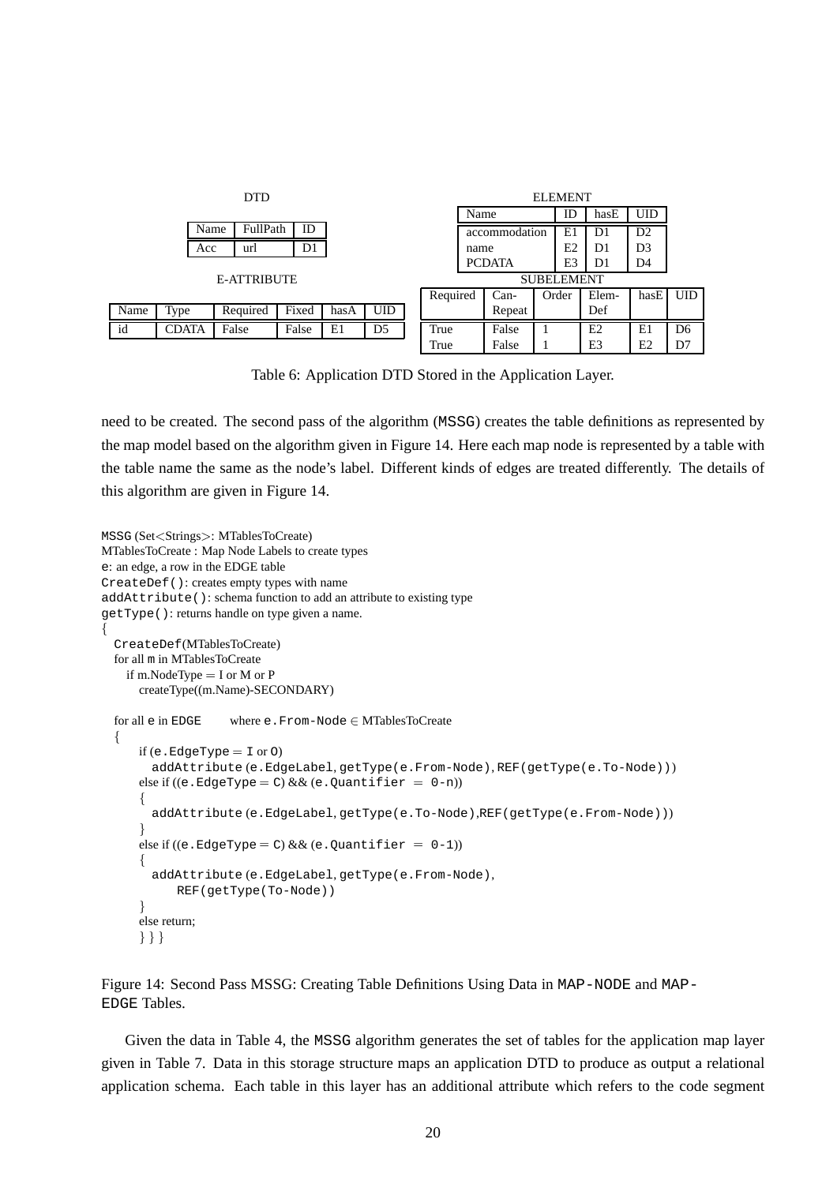DTD

| Name | FullPath | ID |
| --- | --- | --- |
| Acc | url | D1 |

E-ATTRIBUTE

| Name | Type | Required | Fixed | hasA | UID |
| --- | --- | --- | --- | --- | --- |
| id | CDATA | False | False | E1 | D5 |

ELEMENT

| Name | ID | hasE | UID |
| --- | --- | --- | --- |
| accommodation | E1 | D1 | D2 |
| name | E2 | D1 | D3 |
| PCDATA | E3 | D1 | D4 |

SUBELEMENT

| Required | Can-Repeat | Order | Elem-Def | hasE | UID |
| --- | --- | --- | --- | --- | --- |
| True | False | 1 | E2 | E1 | D6 |
| True | False | 1 | E3 | E2 | D7 |

Table 6: Application DTD Stored in the Application Layer.

need to be created. The second pass of the algorithm (MSSG) creates the table definitions as represented by the map model based on the algorithm given in Figure 14. Here each map node is represented by a table with the table name the same as the node's label. Different kinds of edges are treated differently. The details of this algorithm are given in Figure 14.

```
MSSG (Set<Strings>: MTablesToCreate)
MTablesToCreate : Map Node Labels to create types
e: an edge, a row in the EDGE table
CreateDef(): creates empty types with name
addAttribute(): schema function to add an attribute to existing type
getType(): returns handle on type given a name.
{
  CreateDef(MTablesToCreate)
  for all m in MTablesToCreate
    if m.NodeType = I or M or P
      createType((m.Name)-SECONDARY)

  for all e in EDGE     where e.From-Node ∈ MTablesToCreate
  {
      if (e.EdgeType = I or O)
        addAttribute (e.EdgeLabel, getType(e.From-Node), REF(getType(e.To-Node)))
      else if ((e.EdgeType = C) && (e.Quantifier = 0-n))
      {
        addAttribute (e.EdgeLabel, getType(e.To-Node),REF(getType(e.From-Node)))
      }
      else if ((e.EdgeType = C) && (e.Quantifier = 0-1))
      {
        addAttribute (e.EdgeLabel, getType(e.From-Node),
            REF(getType(To-Node))
      }
      else return;
      } } }
```

Figure 14: Second Pass MSSG: Creating Table Definitions Using Data in MAP-NODE and MAP-EDGE Tables.

Given the data in Table 4, the MSSG algorithm generates the set of tables for the application map layer given in Table 7. Data in this storage structure maps an application DTD to produce as output a relational application schema. Each table in this layer has an additional attribute which refers to the code segment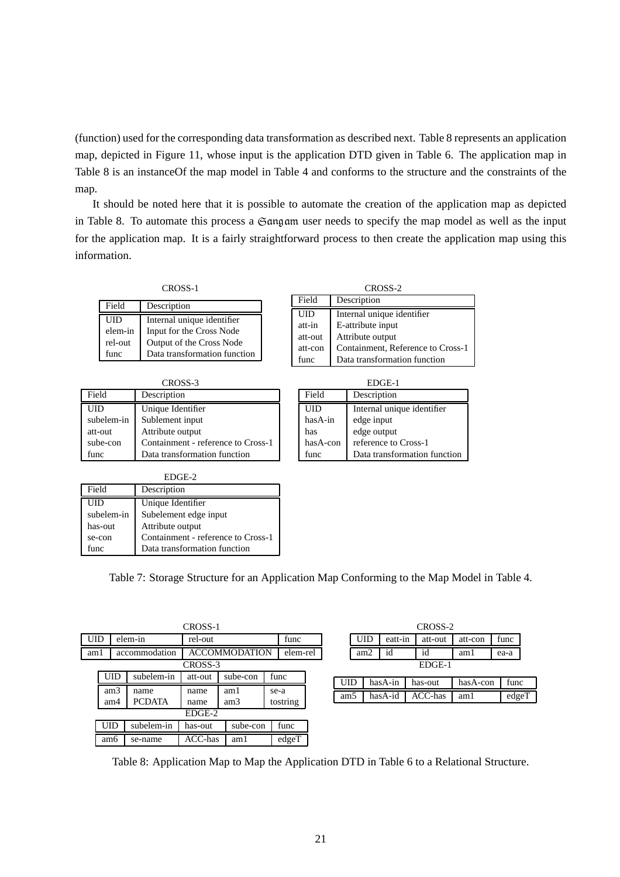(function) used for the corresponding data transformation as described next. Table 8 represents an application map, depicted in Figure 11, whose input is the application DTD given in Table 6. The application map in Table 8 is an instanceOf the map model in Table 4 and conforms to the structure and the constraints of the map.

It should be noted here that it is possible to automate the creation of the application map as depicted in Table 8. To automate this process a 𝔖𝔞𝔫𝔤𝔞𝔪 user needs to specify the map model as well as the input for the application map. It is a fairly straightforward process to then create the application map using this information.

CROSS-1

| Field | Description |
|---|---|
| UID | Internal unique identifier |
| elem-in | Input for the Cross Node |
| rel-out | Output of the Cross Node |
| func | Data transformation function |

CROSS-2

| Field | Description |
|---|---|
| UID | Internal unique identifier |
| att-in | E-attribute input |
| att-out | Attribute output |
| att-con | Containment, Reference to Cross-1 |
| func | Data transformation function |

CROSS-3

| Field | Description |
|---|---|
| UID | Unique Identifier |
| subelem-in | Sublement input |
| att-out | Attribute output |
| sube-con | Containment - reference to Cross-1 |
| func | Data transformation function |

EDGE-1

| Field | Description |
|---|---|
| UID | Internal unique identifier |
| hasA-in | edge input |
| has | edge output |
| hasA-con | reference to Cross-1 |
| func | Data transformation function |

EDGE-2

| Field | Description |
|---|---|
| UID | Unique Identifier |
| subelem-in | Subelement edge input |
| has-out | Attribute output |
| se-con | Containment - reference to Cross-1 |
| func | Data transformation function |

Table 7: Storage Structure for an Application Map Conforming to the Map Model in Table 4.

CROSS-1

| UID | elem-in | rel-out | func |
|---|---|---|---|
| am1 | accommodation | ACCOMMODATION | elem-rel |

CROSS-2

| UID | eatt-in | att-out | att-con | func |
|---|---|---|---|---|
| am2 | id | id | am1 | ea-a |

CROSS-3

| UID | subelem-in | att-out | sube-con | func |
|---|---|---|---|---|
| am3 | name | name | am1 | se-a |
| am4 | PCDATA | name | am3 | tostring |

EDGE-1

| UID | hasA-in | has-out | hasA-con | func |
|---|---|---|---|---|
| am5 | hasA-id | ACC-has | am1 | edgeT |

EDGE-2

| UID | subelem-in | has-out | sube-con | func |
|---|---|---|---|---|
| am6 | se-name | ACC-has | am1 | edgeT |

Table 8: Application Map to Map the Application DTD in Table 6 to a Relational Structure.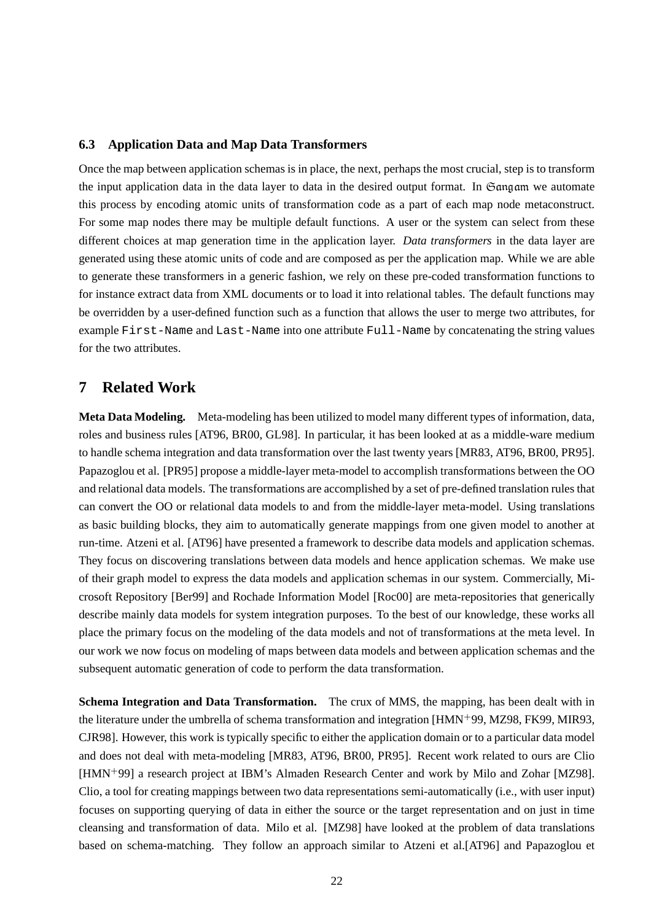### 6.3 Application Data and Map Data Transformers

Once the map between application schemas is in place, the next, perhaps the most crucial, step is to transform the input application data in the data layer to data in the desired output format. In Sangam we automate this process by encoding atomic units of transformation code as a part of each map node metaconstruct. For some map nodes there may be multiple default functions. A user or the system can select from these different choices at map generation time in the application layer. *Data transformers* in the data layer are generated using these atomic units of code and are composed as per the application map. While we are able to generate these transformers in a generic fashion, we rely on these pre-coded transformation functions to for instance extract data from XML documents or to load it into relational tables. The default functions may be overridden by a user-defined function such as a function that allows the user to merge two attributes, for example `First-Name` and `Last-Name` into one attribute `Full-Name` by concatenating the string values for the two attributes.

## 7 Related Work

**Meta Data Modeling.** Meta-modeling has been utilized to model many different types of information, data, roles and business rules [AT96, BR00, GL98]. In particular, it has been looked at as a middle-ware medium to handle schema integration and data transformation over the last twenty years [MR83, AT96, BR00, PR95]. Papazoglou et al. [PR95] propose a middle-layer meta-model to accomplish transformations between the OO and relational data models. The transformations are accomplished by a set of pre-defined translation rules that can convert the OO or relational data models to and from the middle-layer meta-model. Using translations as basic building blocks, they aim to automatically generate mappings from one given model to another at run-time. Atzeni et al. [AT96] have presented a framework to describe data models and application schemas. They focus on discovering translations between data models and hence application schemas. We make use of their graph model to express the data models and application schemas in our system. Commercially, Microsoft Repository [Ber99] and Rochade Information Model [Roc00] are meta-repositories that generically describe mainly data models for system integration purposes. To the best of our knowledge, these works all place the primary focus on the modeling of the data models and not of transformations at the meta level. In our work we now focus on modeling of maps between data models and between application schemas and the subsequent automatic generation of code to perform the data transformation.

**Schema Integration and Data Transformation.** The crux of MMS, the mapping, has been dealt with in the literature under the umbrella of schema transformation and integration [HMN$^+$99, MZ98, FK99, MIR93, CJR98]. However, this work is typically specific to either the application domain or to a particular data model and does not deal with meta-modeling [MR83, AT96, BR00, PR95]. Recent work related to ours are Clio [HMN$^+$99] a research project at IBM's Almaden Research Center and work by Milo and Zohar [MZ98]. Clio, a tool for creating mappings between two data representations semi-automatically (i.e., with user input) focuses on supporting querying of data in either the source or the target representation and on just in time cleansing and transformation of data. Milo et al. [MZ98] have looked at the problem of data translations based on schema-matching. They follow an approach similar to Atzeni et al.[AT96] and Papazoglou et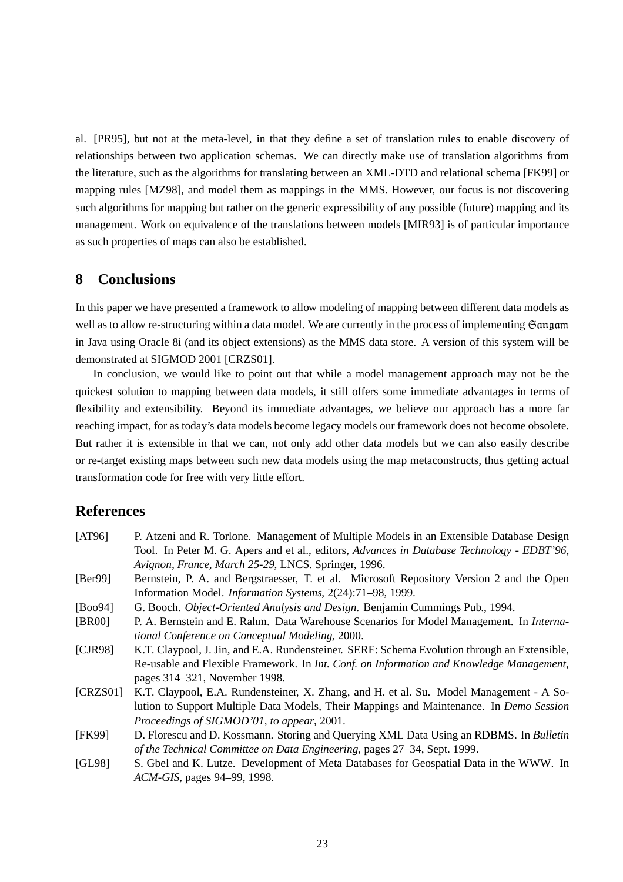al. [PR95], but not at the meta-level, in that they define a set of translation rules to enable discovery of relationships between two application schemas. We can directly make use of translation algorithms from the literature, such as the algorithms for translating between an XML-DTD and relational schema [FK99] or mapping rules [MZ98], and model them as mappings in the MMS. However, our focus is not discovering such algorithms for mapping but rather on the generic expressibility of any possible (future) mapping and its management. Work on equivalence of the translations between models [MIR93] is of particular importance as such properties of maps can also be established.

## 8 Conclusions

In this paper we have presented a framework to allow modeling of mapping between different data models as well as to allow re-structuring within a data model. We are currently in the process of implementing $\mathfrak{Sangam}$ in Java using Oracle 8i (and its object extensions) as the MMS data store. A version of this system will be demonstrated at SIGMOD 2001 [CRZS01].

In conclusion, we would like to point out that while a model management approach may not be the quickest solution to mapping between data models, it still offers some immediate advantages in terms of flexibility and extensibility. Beyond its immediate advantages, we believe our approach has a more far reaching impact, for as today's data models become legacy models our framework does not become obsolete. But rather it is extensible in that we can, not only add other data models but we can also easily describe or re-target existing maps between such new data models using the map metaconstructs, thus getting actual transformation code for free with very little effort.

## References

[AT96] P. Atzeni and R. Torlone. Management of Multiple Models in an Extensible Database Design Tool. In Peter M. G. Apers and et al., editors, *Advances in Database Technology - EDBT'96, Avignon, France, March 25-29*, LNCS. Springer, 1996.

[Ber99] Bernstein, P. A. and Bergstraesser, T. et al. Microsoft Repository Version 2 and the Open Information Model. *Information Systems*, 2(24):71–98, 1999.

[Boo94] G. Booch. *Object-Oriented Analysis and Design.* Benjamin Cummings Pub., 1994.

[BR00] P. A. Bernstein and E. Rahm. Data Warehouse Scenarios for Model Management. In *International Conference on Conceptual Modeling*, 2000.

[CJR98] K.T. Claypool, J. Jin, and E.A. Rundensteiner. SERF: Schema Evolution through an Extensible, Re-usable and Flexible Framework. In *Int. Conf. on Information and Knowledge Management*, pages 314–321, November 1998.

[CRZS01] K.T. Claypool, E.A. Rundensteiner, X. Zhang, and H. et al. Su. Model Management - A Solution to Support Multiple Data Models, Their Mappings and Maintenance. In *Demo Session Proceedings of SIGMOD'01, to appear*, 2001.

[FK99] D. Florescu and D. Kossmann. Storing and Querying XML Data Using an RDBMS. In *Bulletin of the Technical Committee on Data Engineering*, pages 27–34, Sept. 1999.

[GL98] S. Gbel and K. Lutze. Development of Meta Databases for Geospatial Data in the WWW. In *ACM-GIS*, pages 94–99, 1998.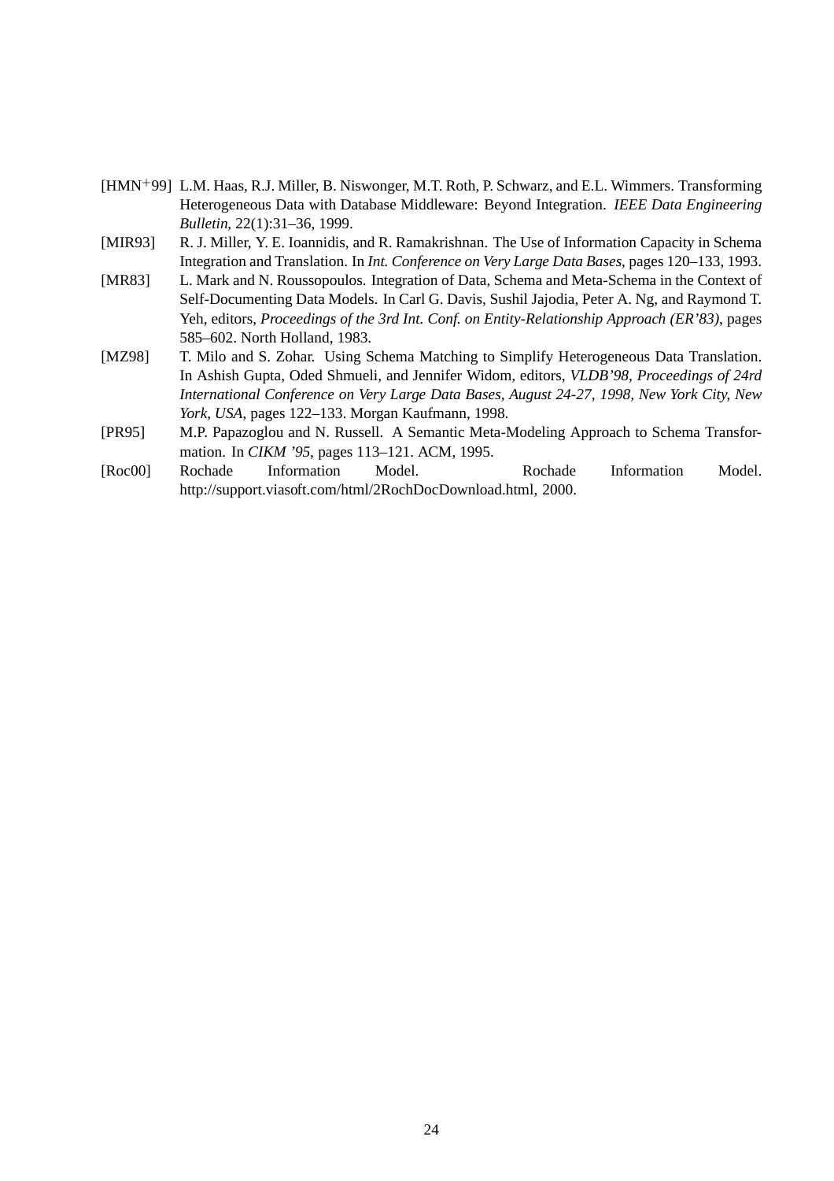[HMN+99] L.M. Haas, R.J. Miller, B. Niswonger, M.T. Roth, P. Schwarz, and E.L. Wimmers. Transforming Heterogeneous Data with Database Middleware: Beyond Integration. *IEEE Data Engineering Bulletin*, 22(1):31–36, 1999.

[MIR93] R. J. Miller, Y. E. Ioannidis, and R. Ramakrishnan. The Use of Information Capacity in Schema Integration and Translation. In *Int. Conference on Very Large Data Bases*, pages 120–133, 1993.

[MR83] L. Mark and N. Roussopoulos. Integration of Data, Schema and Meta-Schema in the Context of Self-Documenting Data Models. In Carl G. Davis, Sushil Jajodia, Peter A. Ng, and Raymond T. Yeh, editors, *Proceedings of the 3rd Int. Conf. on Entity-Relationship Approach (ER'83)*, pages 585–602. North Holland, 1983.

[MZ98] T. Milo and S. Zohar. Using Schema Matching to Simplify Heterogeneous Data Translation. In Ashish Gupta, Oded Shmueli, and Jennifer Widom, editors, *VLDB'98, Proceedings of 24rd International Conference on Very Large Data Bases, August 24-27, 1998, New York City, New York, USA*, pages 122–133. Morgan Kaufmann, 1998.

[PR95] M.P. Papazoglou and N. Russell. A Semantic Meta-Modeling Approach to Schema Transformation. In *CIKM '95*, pages 113–121. ACM, 1995.

[Roc00] Rochade Information Model. Rochade Information Model. http://support.viasoft.com/html/2RochDocDownload.html, 2000.